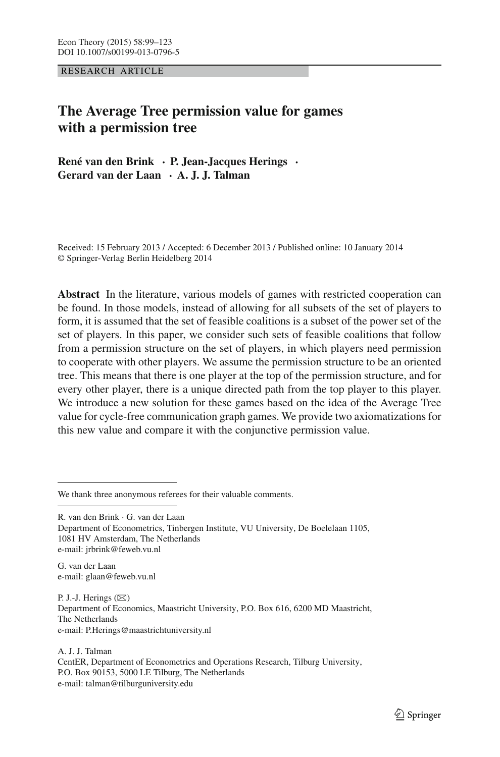RESEARCH ARTICLE

# The Average Tree permission value for games with a permission tree

**René van den Brink · P. Jean-Jacques Herings · Gerard van der Laan · A. J. J. Talman**

Received: 15 February 2013 / Accepted: 6 December 2013 / Published online: 10 January 2014
© Springer-Verlag Berlin Heidelberg 2014

**Abstract** In the literature, various models of games with restricted cooperation can be found. In those models, instead of allowing for all subsets of the set of players to form, it is assumed that the set of feasible coalitions is a subset of the power set of the set of players. In this paper, we consider such sets of feasible coalitions that follow from a permission structure on the set of players, in which players need permission to cooperate with other players. We assume the permission structure to be an oriented tree. This means that there is one player at the top of the permission structure, and for every other player, there is a unique directed path from the top player to this player. We introduce a new solution for these games based on the idea of the Average Tree value for cycle-free communication graph games. We provide two axiomatizations for this new value and compare it with the conjunctive permission value.

---

We thank three anonymous referees for their valuable comments.

---

R. van den Brink · G. van der Laan
Department of Econometrics, Tinbergen Institute, VU University, De Boelelaan 1105, 1081 HV Amsterdam, The Netherlands
e-mail: jrbrink@feweb.vu.nl

G. van der Laan
e-mail: glaan@feweb.vu.nl

P. J.-J. Herings (✉)
Department of Economics, Maastricht University, P.O. Box 616, 6200 MD Maastricht, The Netherlands
e-mail: P.Herings@maastrichtuniversity.nl

A. J. J. Talman
CentER, Department of Econometrics and Operations Research, Tilburg University, P.O. Box 90153, 5000 LE Tilburg, The Netherlands
e-mail: talman@tilburguniversity.edu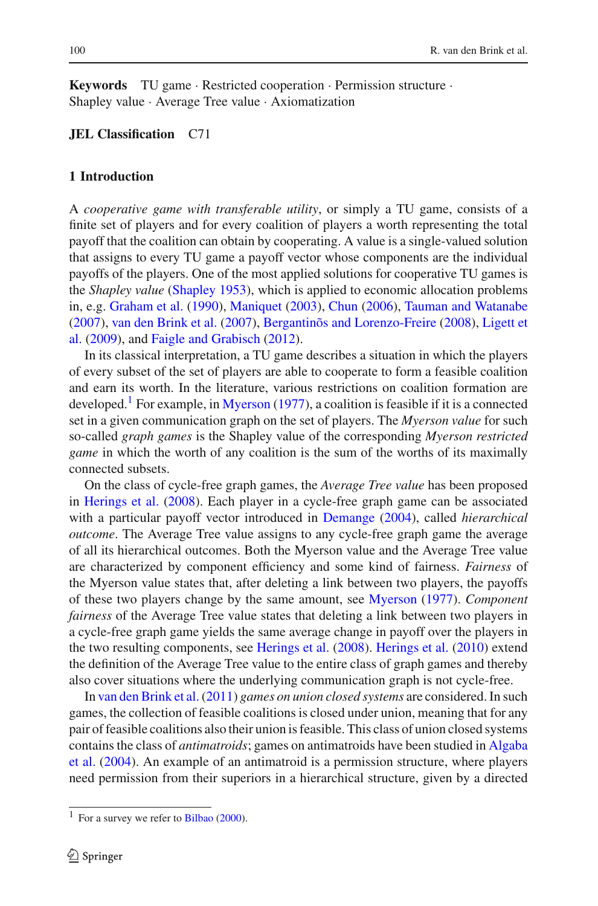**Keywords** TU game · Restricted cooperation · Permission structure · Shapley value · Average Tree value · Axiomatization

**JEL Classification** C71

## 1 Introduction

A *cooperative game with transferable utility*, or simply a TU game, consists of a finite set of players and for every coalition of players a worth representing the total payoff that the coalition can obtain by cooperating. A value is a single-valued solution that assigns to every TU game a payoff vector whose components are the individual payoffs of the players. One of the most applied solutions for cooperative TU games is the *Shapley value* (Shapley 1953), which is applied to economic allocation problems in, e.g. Graham et al. (1990), Maniquet (2003), Chun (2006), Tauman and Watanabe (2007), van den Brink et al. (2007), Bergantiños and Lorenzo-Freire (2008), Ligett et al. (2009), and Faigle and Grabisch (2012).

In its classical interpretation, a TU game describes a situation in which the players of every subset of the set of players are able to cooperate to form a feasible coalition and earn its worth. In the literature, various restrictions on coalition formation are developed.[1] For example, in Myerson (1977), a coalition is feasible if it is a connected set in a given communication graph on the set of players. The *Myerson value* for such so-called *graph games* is the Shapley value of the corresponding *Myerson restricted game* in which the worth of any coalition is the sum of the worths of its maximally connected subsets.

On the class of cycle-free graph games, the *Average Tree value* has been proposed in Herings et al. (2008). Each player in a cycle-free graph game can be associated with a particular payoff vector introduced in Demange (2004), called *hierarchical outcome*. The Average Tree value assigns to any cycle-free graph game the average of all its hierarchical outcomes. Both the Myerson value and the Average Tree value are characterized by component efficiency and some kind of fairness. *Fairness* of the Myerson value states that, after deleting a link between two players, the payoffs of these two players change by the same amount, see Myerson (1977). *Component fairness* of the Average Tree value states that deleting a link between two players in a cycle-free graph game yields the same average change in payoff over the players in the two resulting components, see Herings et al. (2008). Herings et al. (2010) extend the definition of the Average Tree value to the entire class of graph games and thereby also cover situations where the underlying communication graph is not cycle-free.

In van den Brink et al. (2011) *games on union closed systems* are considered. In such games, the collection of feasible coalitions is closed under union, meaning that for any pair of feasible coalitions also their union is feasible. This class of union closed systems contains the class of *antimatroids*; games on antimatroids have been studied in Algaba et al. (2004). An example of an antimatroid is a permission structure, where players need permission from their superiors in a hierarchical structure, given by a directed

[1] For a survey we refer to Bilbao (2000).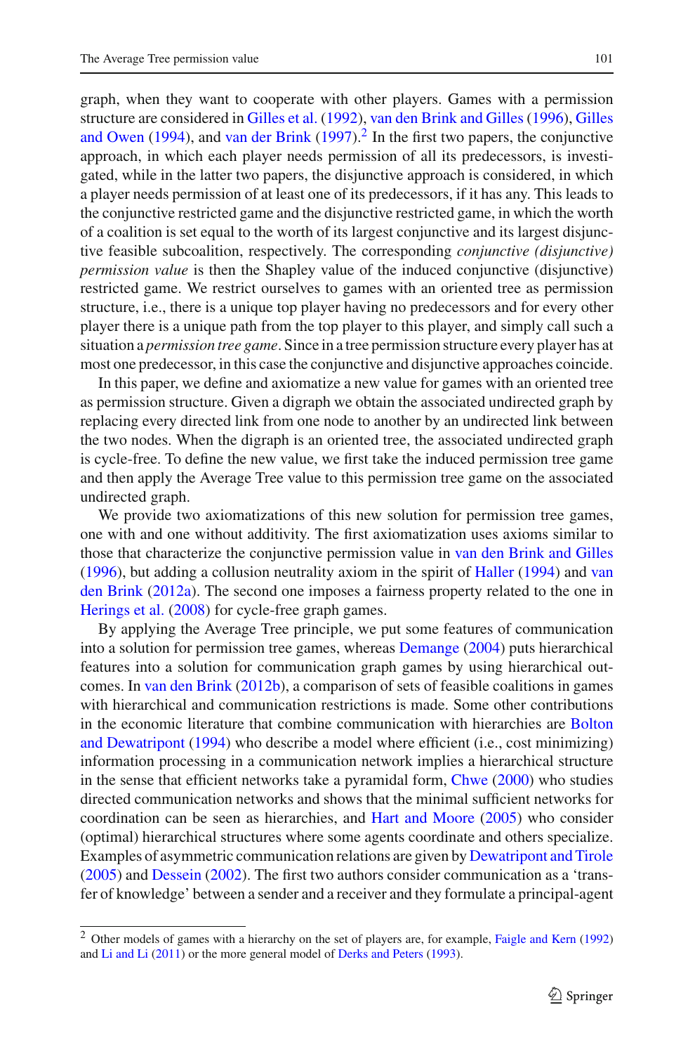graph, when they want to cooperate with other players. Games with a permission structure are considered in Gilles et al. (1992), van den Brink and Gilles (1996), Gilles and Owen (1994), and van der Brink (1997).[2] In the first two papers, the conjunctive approach, in which each player needs permission of all its predecessors, is investigated, while in the latter two papers, the disjunctive approach is considered, in which a player needs permission of at least one of its predecessors, if it has any. This leads to the conjunctive restricted game and the disjunctive restricted game, in which the worth of a coalition is set equal to the worth of its largest conjunctive and its largest disjunctive feasible subcoalition, respectively. The corresponding *conjunctive (disjunctive) permission value* is then the Shapley value of the induced conjunctive (disjunctive) restricted game. We restrict ourselves to games with an oriented tree as permission structure, i.e., there is a unique top player having no predecessors and for every other player there is a unique path from the top player to this player, and simply call such a situation a *permission tree game*. Since in a tree permission structure every player has at most one predecessor, in this case the conjunctive and disjunctive approaches coincide.

In this paper, we define and axiomatize a new value for games with an oriented tree as permission structure. Given a digraph we obtain the associated undirected graph by replacing every directed link from one node to another by an undirected link between the two nodes. When the digraph is an oriented tree, the associated undirected graph is cycle-free. To define the new value, we first take the induced permission tree game and then apply the Average Tree value to this permission tree game on the associated undirected graph.

We provide two axiomatizations of this new solution for permission tree games, one with and one without additivity. The first axiomatization uses axioms similar to those that characterize the conjunctive permission value in van den Brink and Gilles (1996), but adding a collusion neutrality axiom in the spirit of Haller (1994) and van den Brink (2012a). The second one imposes a fairness property related to the one in Herings et al. (2008) for cycle-free graph games.

By applying the Average Tree principle, we put some features of communication into a solution for permission tree games, whereas Demange (2004) puts hierarchical features into a solution for communication graph games by using hierarchical outcomes. In van den Brink (2012b), a comparison of sets of feasible coalitions in games with hierarchical and communication restrictions is made. Some other contributions in the economic literature that combine communication with hierarchies are Bolton and Dewatripont (1994) who describe a model where efficient (i.e., cost minimizing) information processing in a communication network implies a hierarchical structure in the sense that efficient networks take a pyramidal form, Chwe (2000) who studies directed communication networks and shows that the minimal sufficient networks for coordination can be seen as hierarchies, and Hart and Moore (2005) who consider (optimal) hierarchical structures where some agents coordinate and others specialize. Examples of asymmetric communication relations are given by Dewatripont and Tirole (2005) and Dessein (2002). The first two authors consider communication as a 'transfer of knowledge' between a sender and a receiver and they formulate a principal-agent

[2] Other models of games with a hierarchy on the set of players are, for example, Faigle and Kern (1992) and Li and Li (2011) or the more general model of Derks and Peters (1993).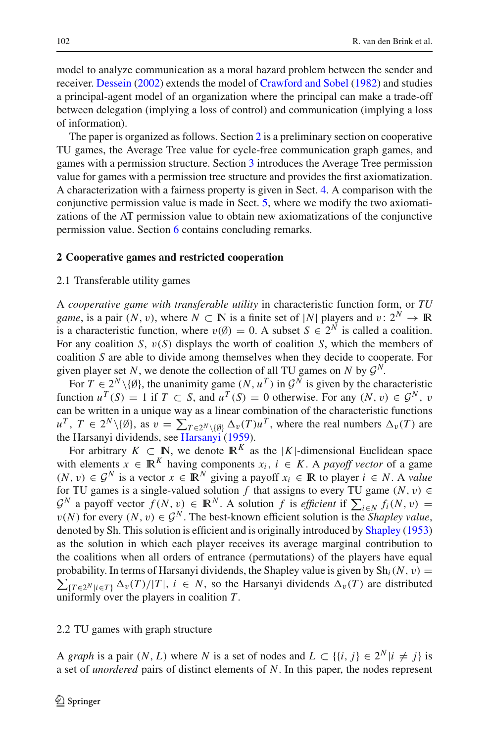model to analyze communication as a moral hazard problem between the sender and receiver. Dessein (2002) extends the model of Crawford and Sobel (1982) and studies a principal-agent model of an organization where the principal can make a trade-off between delegation (implying a loss of control) and communication (implying a loss of information).

The paper is organized as follows. Section 2 is a preliminary section on cooperative TU games, the Average Tree value for cycle-free communication graph games, and games with a permission structure. Section 3 introduces the Average Tree permission value for games with a permission tree structure and provides the first axiomatization. A characterization with a fairness property is given in Sect. 4. A comparison with the conjunctive permission value is made in Sect. 5, where we modify the two axiomatizations of the AT permission value to obtain new axiomatizations of the conjunctive permission value. Section 6 contains concluding remarks.

## 2 Cooperative games and restricted cooperation

### 2.1 Transferable utility games

A *cooperative game with transferable utility* in characteristic function form, or *TU game*, is a pair $(N, v)$, where $N \subset \mathbb{N}$ is a finite set of $|N|$ players and $v\colon 2^N \to \mathbb{R}$ is a characteristic function, where $v(\emptyset) = 0$. A subset $S \in 2^N$ is called a coalition. For any coalition $S$, $v(S)$ displays the worth of coalition $S$, which the members of coalition $S$ are able to divide among themselves when they decide to cooperate. For given player set $N$, we denote the collection of all TU games on $N$ by $\mathcal{G}^N$.

For $T \in 2^N\backslash\{\emptyset\}$, the unanimity game $(N, u^T)$ in $\mathcal{G}^N$ is given by the characteristic function $u^T(S) = 1$ if $T \subset S$, and $u^T(S) = 0$ otherwise. For any $(N, v) \in \mathcal{G}^N$, $v$ can be written in a unique way as a linear combination of the characteristic functions $u^T$, $T \in 2^N\backslash\{\emptyset\}$, as $v = \sum_{T \in 2^N\backslash\{\emptyset\}} \Delta_v(T) u^T$, where the real numbers $\Delta_v(T)$ are the Harsanyi dividends, see Harsanyi (1959).

For arbitrary $K \subset \mathbb{N}$, we denote $\mathbb{R}^K$ as the $|K|$-dimensional Euclidean space with elements $x \in \mathbb{R}^K$ having components $x_i$, $i \in K$. A *payoff vector* of a game $(N, v) \in \mathcal{G}^N$ is a vector $x \in \mathbb{R}^N$ giving a payoff $x_i \in \mathbb{R}$ to player $i \in N$. A *value* for TU games is a single-valued solution $f$ that assigns to every TU game $(N, v) \in \mathcal{G}^N$ a payoff vector $f(N, v) \in \mathbb{R}^N$. A solution $f$ is *efficient* if $\sum_{i \in N} f_i(N, v) = v(N)$ for every $(N, v) \in \mathcal{G}^N$. The best-known efficient solution is the *Shapley value*, denoted by Sh. This solution is efficient and is originally introduced by Shapley (1953) as the solution in which each player receives its average marginal contribution to the coalitions when all orders of entrance (permutations) of the players have equal probability. In terms of Harsanyi dividends, the Shapley value is given by $\mathrm{Sh}_i(N, v) = \sum_{\{T \in 2^N | i \in T\}} \Delta_v(T)/|T|$, $i \in N$, so the Harsanyi dividends $\Delta_v(T)$ are distributed uniformly over the players in coalition $T$.

### 2.2 TU games with graph structure

A *graph* is a pair $(N, L)$ where $N$ is a set of nodes and $L \subset \{\{i, j\} \in 2^N | i \neq j\}$ is a set of *unordered* pairs of distinct elements of $N$. In this paper, the nodes represent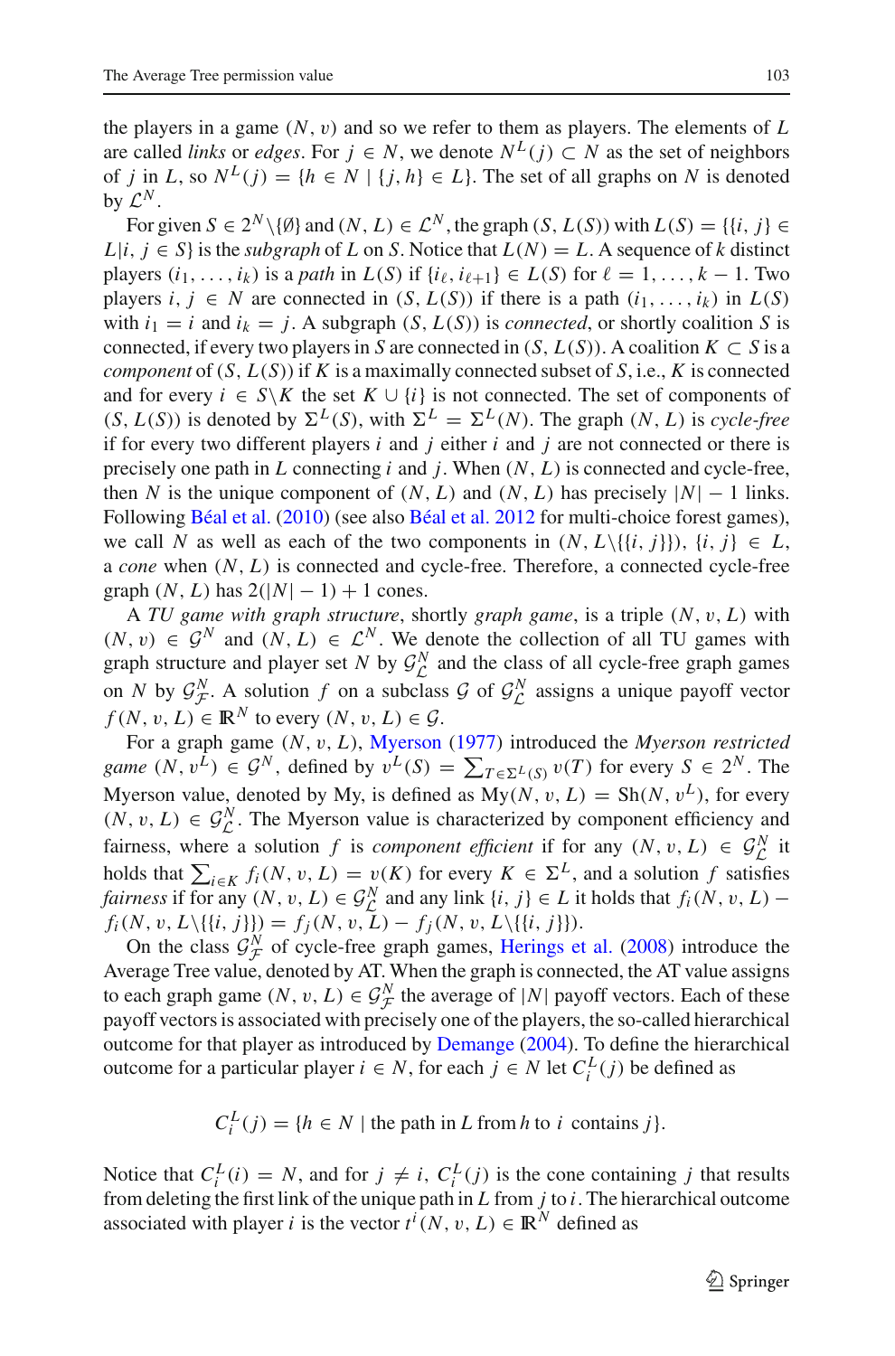the players in a game $(N, v)$ and so we refer to them as players. The elements of $L$ are called *links* or *edges*. For $j \in N$, we denote $N^L(j) \subset N$ as the set of neighbors of $j$ in $L$, so $N^L(j) = \{h \in N \mid \{j, h\} \in L\}$. The set of all graphs on $N$ is denoted by $\mathcal{L}^N$.

For given $S \in 2^N \backslash \{\emptyset\}$ and $(N, L) \in \mathcal{L}^N$, the graph $(S, L(S))$ with $L(S) = \{\{i, j\} \in L | i, j \in S\}$ is the *subgraph* of $L$ on $S$. Notice that $L(N) = L$. A sequence of $k$ distinct players $(i_1, \ldots, i_k)$ is a *path* in $L(S)$ if $\{i_\ell, i_{\ell+1}\} \in L(S)$ for $\ell = 1, \ldots, k-1$. Two players $i, j \in N$ are connected in $(S, L(S))$ if there is a path $(i_1, \ldots, i_k)$ in $L(S)$ with $i_1 = i$ and $i_k = j$. A subgraph $(S, L(S))$ is *connected*, or shortly coalition $S$ is connected, if every two players in $S$ are connected in $(S, L(S))$. A coalition $K \subset S$ is a *component* of $(S, L(S))$ if $K$ is a maximally connected subset of $S$, i.e., $K$ is connected and for every $i \in S \backslash K$ the set $K \cup \{i\}$ is not connected. The set of components of $(S, L(S))$ is denoted by $\Sigma^L(S)$, with $\Sigma^L = \Sigma^L(N)$. The graph $(N, L)$ is *cycle-free* if for every two different players $i$ and $j$ either $i$ and $j$ are not connected or there is precisely one path in $L$ connecting $i$ and $j$. When $(N, L)$ is connected and cycle-free, then $N$ is the unique component of $(N, L)$ and $(N, L)$ has precisely $|N| - 1$ links. Following Béal et al. (2010) (see also Béal et al. 2012 for multi-choice forest games), we call $N$ as well as each of the two components in $(N, L \backslash \{\{i, j\}\})$, $\{i, j\} \in L$, a *cone* when $(N, L)$ is connected and cycle-free. Therefore, a connected cycle-free graph $(N, L)$ has $2(|N| - 1) + 1$ cones.

A *TU game with graph structure*, shortly *graph game*, is a triple $(N, v, L)$ with $(N, v) \in \mathcal{G}^N$ and $(N, L) \in \mathcal{L}^N$. We denote the collection of all TU games with graph structure and player set $N$ by $\mathcal{G}^N_{\mathcal{L}}$ and the class of all cycle-free graph games on $N$ by $\mathcal{G}^N_{\mathcal{F}}$. A solution $f$ on a subclass $\mathcal{G}$ of $\mathcal{G}^N_{\mathcal{L}}$ assigns a unique payoff vector $f(N, v, L) \in \mathbb{R}^N$ to every $(N, v, L) \in \mathcal{G}$.

For a graph game $(N, v, L)$, Myerson (1977) introduced the *Myerson restricted game* $(N, v^L) \in \mathcal{G}^N$, defined by $v^L(S) = \sum_{T \in \Sigma^L(S)} v(T)$ for every $S \in 2^N$. The Myerson value, denoted by My, is defined as $\text{My}(N, v, L) = \text{Sh}(N, v^L)$, for every $(N, v, L) \in \mathcal{G}^N_{\mathcal{L}}$. The Myerson value is characterized by component efficiency and fairness, where a solution $f$ is *component efficient* if for any $(N, v, L) \in \mathcal{G}^N_{\mathcal{L}}$ it holds that $\sum_{i \in K} f_i(N, v, L) = v(K)$ for every $K \in \Sigma^L$, and a solution $f$ satisfies *fairness* if for any $(N, v, L) \in \mathcal{G}^N_{\mathcal{L}}$ and any link $\{i, j\} \in L$ it holds that $f_i(N, v, L) - f_i(N, v, L \backslash \{\{i, j\}\}) = f_j(N, v, L) - f_j(N, v, L \backslash \{\{i, j\}\})$.

On the class $\mathcal{G}^N_{\mathcal{F}}$ of cycle-free graph games, Herings et al. (2008) introduce the Average Tree value, denoted by AT. When the graph is connected, the AT value assigns to each graph game $(N, v, L) \in \mathcal{G}^N_{\mathcal{F}}$ the average of $|N|$ payoff vectors. Each of these payoff vectors is associated with precisely one of the players, the so-called hierarchical outcome for that player as introduced by Demange (2004). To define the hierarchical outcome for a particular player $i \in N$, for each $j \in N$ let $C^L_i(j)$ be defined as

$$C^L_i(j) = \{h \in N \mid \text{the path in } L \text{ from } h \text{ to } i \text{ contains } j\}.$$

Notice that $C^L_i(i) = N$, and for $j \neq i$, $C^L_i(j)$ is the cone containing $j$ that results from deleting the first link of the unique path in $L$ from $j$ to $i$. The hierarchical outcome associated with player $i$ is the vector $t^i(N, v, L) \in \mathbb{R}^N$ defined as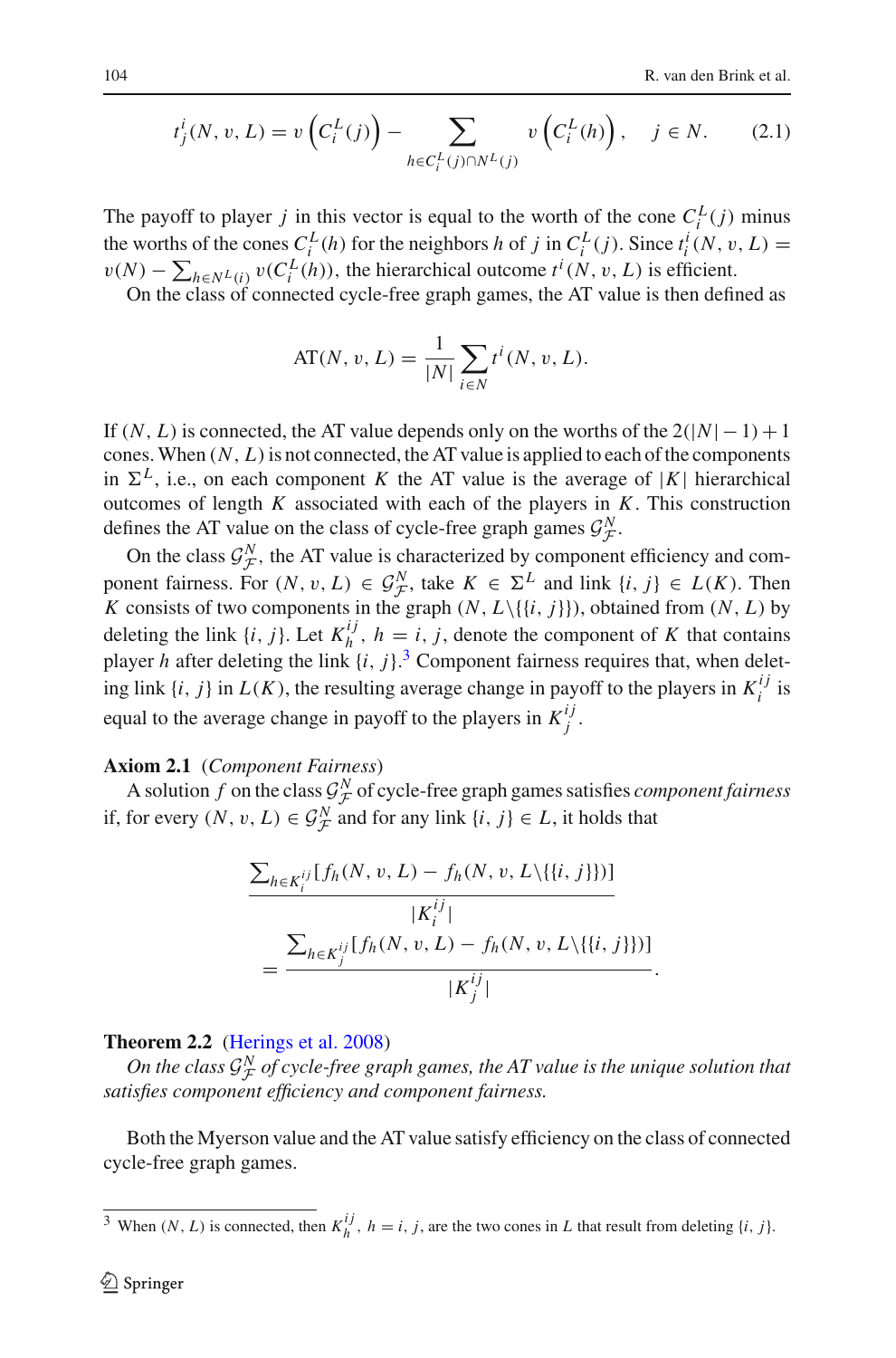$$t^i_j(N, v, L) = v\left(C^L_i(j)\right) - \sum_{h \in C^L_i(j) \cap N^L(j)} v\left(C^L_i(h)\right), \quad j \in N. \tag{2.1}$$

The payoff to player $j$ in this vector is equal to the worth of the cone $C^L_i(j)$ minus the worths of the cones $C^L_i(h)$ for the neighbors $h$ of $j$ in $C^L_i(j)$. Since $t^i_i(N, v, L) = v(N) - \sum_{h \in N^L(i)} v(C^L_i(h))$, the hierarchical outcome $t^i(N, v, L)$ is efficient.

On the class of connected cycle-free graph games, the AT value is then defined as

$$\text{AT}(N, v, L) = \frac{1}{|N|} \sum_{i \in N} t^i(N, v, L).$$

If $(N, L)$ is connected, the AT value depends only on the worths of the $2(|N| - 1) + 1$ cones. When $(N, L)$ is not connected, the AT value is applied to each of the components in $\Sigma^L$, i.e., on each component $K$ the AT value is the average of $|K|$ hierarchical outcomes of length $K$ associated with each of the players in $K$. This construction defines the AT value on the class of cycle-free graph games $\mathcal{G}^N_{\mathcal{F}}$.

On the class $\mathcal{G}^N_{\mathcal{F}}$, the AT value is characterized by component efficiency and component fairness. For $(N, v, L) \in \mathcal{G}^N_{\mathcal{F}}$, take $K \in \Sigma^L$ and link $\{i, j\} \in L(K)$. Then $K$ consists of two components in the graph $(N, L \backslash \{\{i, j\}\})$, obtained from $(N, L)$ by deleting the link $\{i, j\}$. Let $K^{ij}_h$, $h = i, j$, denote the component of $K$ that contains player $h$ after deleting the link $\{i, j\}$.[3] Component fairness requires that, when deleting link $\{i, j\}$ in $L(K)$, the resulting average change in payoff to the players in $K^{ij}_i$ is equal to the average change in payoff to the players in $K^{ij}_j$.

**Axiom 2.1** (*Component Fairness*)

A solution $f$ on the class $\mathcal{G}^N_{\mathcal{F}}$ of cycle-free graph games satisfies *component fairness* if, for every $(N, v, L) \in \mathcal{G}^N_{\mathcal{F}}$ and for any link $\{i, j\} \in L$, it holds that

$$\frac{\sum_{h \in K^{ij}_i} [f_h(N, v, L) - f_h(N, v, L \backslash \{\{i, j\}\})]}{|K^{ij}_i|} = \frac{\sum_{h \in K^{ij}_j} [f_h(N, v, L) - f_h(N, v, L \backslash \{\{i, j\}\})]}{|K^{ij}_j|}.$$

**Theorem 2.2** (Herings et al. 2008)

*On the class $\mathcal{G}^N_{\mathcal{F}}$ of cycle-free graph games, the AT value is the unique solution that satisfies component efficiency and component fairness.*

Both the Myerson value and the AT value satisfy efficiency on the class of connected cycle-free graph games.

---

[3] When $(N, L)$ is connected, then $K^{ij}_h$, $h = i, j$, are the two cones in $L$ that result from deleting $\{i, j\}$.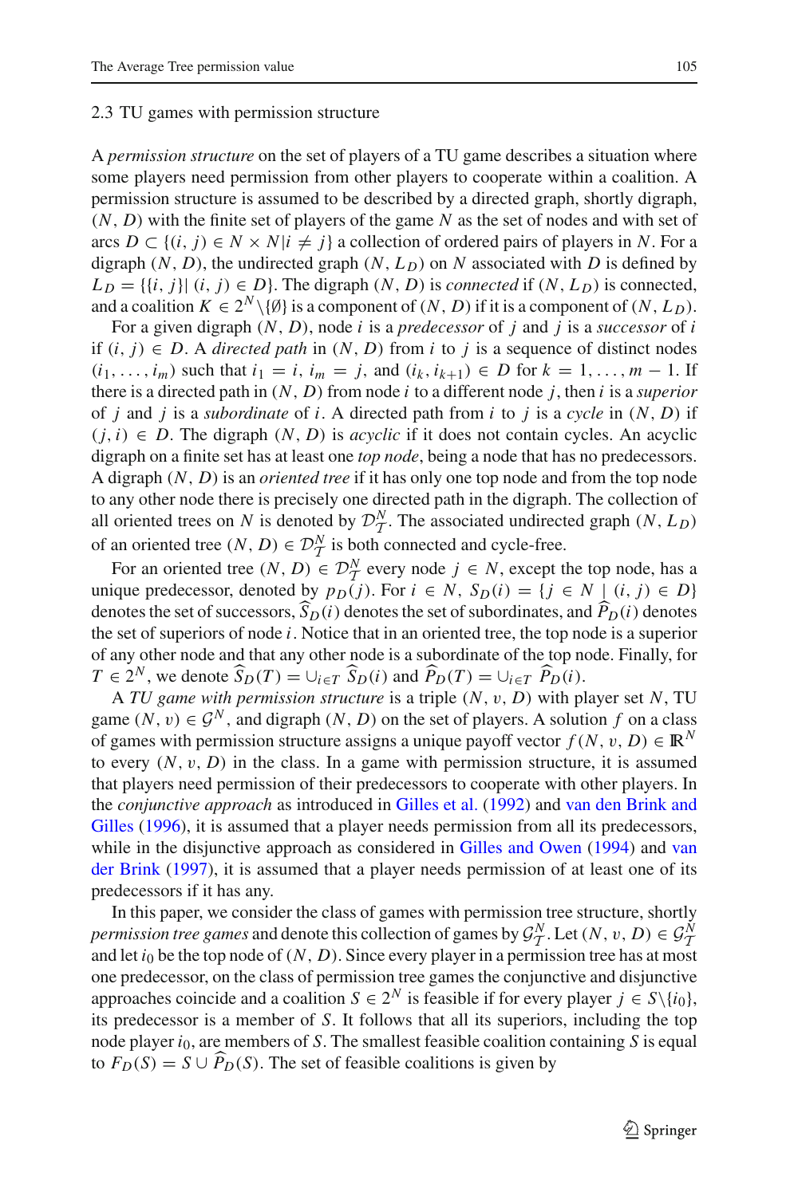### 2.3 TU games with permission structure

A *permission structure* on the set of players of a TU game describes a situation where some players need permission from other players to cooperate within a coalition. A permission structure is assumed to be described by a directed graph, shortly digraph, $(N, D)$ with the finite set of players of the game $N$ as the set of nodes and with set of arcs $D \subset \{(i, j) \in N \times N | i \neq j\}$ a collection of ordered pairs of players in $N$. For a digraph $(N, D)$, the undirected graph $(N, L_D)$ on $N$ associated with $D$ is defined by $L_D = \{\{i, j\} | (i, j) \in D\}$. The digraph $(N, D)$ is *connected* if $(N, L_D)$ is connected, and a coalition $K \in 2^N \setminus \{\emptyset\}$ is a component of $(N, D)$ if it is a component of $(N, L_D)$.

For a given digraph $(N, D)$, node $i$ is a *predecessor* of $j$ and $j$ is a *successor* of $i$ if $(i, j) \in D$. A *directed path* in $(N, D)$ from $i$ to $j$ is a sequence of distinct nodes $(i_1, \ldots, i_m)$ such that $i_1 = i$, $i_m = j$, and $(i_k, i_{k+1}) \in D$ for $k = 1, \ldots, m-1$. If there is a directed path in $(N, D)$ from node $i$ to a different node $j$, then $i$ is a *superior* of $j$ and $j$ is a *subordinate* of $i$. A directed path from $i$ to $j$ is a *cycle* in $(N, D)$ if $(j, i) \in D$. The digraph $(N, D)$ is *acyclic* if it does not contain cycles. An acyclic digraph on a finite set has at least one *top node*, being a node that has no predecessors. A digraph $(N, D)$ is an *oriented tree* if it has only one top node and from the top node to any other node there is precisely one directed path in the digraph. The collection of all oriented trees on $N$ is denoted by $\mathcal{D}^N_{\mathcal{T}}$. The associated undirected graph $(N, L_D)$ of an oriented tree $(N, D) \in \mathcal{D}^N_{\mathcal{T}}$ is both connected and cycle-free.

For an oriented tree $(N, D) \in \mathcal{D}^N_{\mathcal{T}}$ every node $j \in N$, except the top node, has a unique predecessor, denoted by $p_D(j)$. For $i \in N$, $S_D(i) = \{j \in N \mid (i, j) \in D\}$ denotes the set of successors, $\widehat{S}_D(i)$ denotes the set of subordinates, and $\widehat{P}_D(i)$ denotes the set of superiors of node $i$. Notice that in an oriented tree, the top node is a superior of any other node and that any other node is a subordinate of the top node. Finally, for $T \in 2^N$, we denote $\widehat{S}_D(T) = \cup_{i \in T} \widehat{S}_D(i)$ and $\widehat{P}_D(T) = \cup_{i \in T} \widehat{P}_D(i)$.

A *TU game with permission structure* is a triple $(N, v, D)$ with player set $N$, TU game $(N, v) \in \mathcal{G}^N$, and digraph $(N, D)$ on the set of players. A solution $f$ on a class of games with permission structure assigns a unique payoff vector $f(N, v, D) \in \mathbb{R}^N$ to every $(N, v, D)$ in the class. In a game with permission structure, it is assumed that players need permission of their predecessors to cooperate with other players. In the *conjunctive approach* as introduced in Gilles et al. (1992) and van den Brink and Gilles (1996), it is assumed that a player needs permission from all its predecessors, while in the disjunctive approach as considered in Gilles and Owen (1994) and van der Brink (1997), it is assumed that a player needs permission of at least one of its predecessors if it has any.

In this paper, we consider the class of games with permission tree structure, shortly *permission tree games* and denote this collection of games by $\mathcal{G}^N_{\mathcal{T}}$. Let $(N, v, D) \in \mathcal{G}^N_{\mathcal{T}}$ and let $i_0$ be the top node of $(N, D)$. Since every player in a permission tree has at most one predecessor, on the class of permission tree games the conjunctive and disjunctive approaches coincide and a coalition $S \in 2^N$ is feasible if for every player $j \in S \setminus \{i_0\}$, its predecessor is a member of $S$. It follows that all its superiors, including the top node player $i_0$, are members of $S$. The smallest feasible coalition containing $S$ is equal to $F_D(S) = S \cup \widehat{P}_D(S)$. The set of feasible coalitions is given by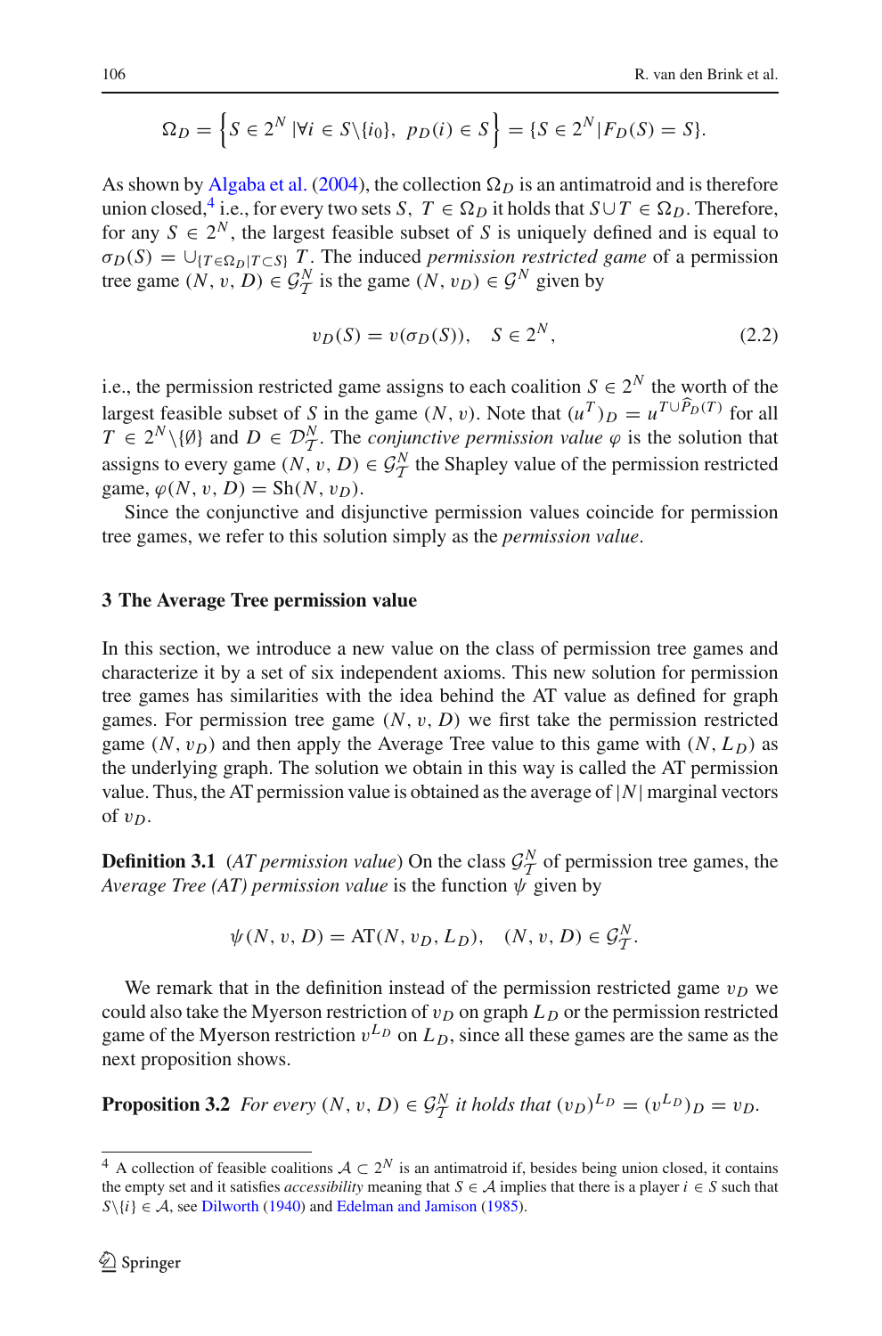$$\Omega_D = \left\{ S \in 2^N \mid \forall i \in S \backslash \{i_0\},\ p_D(i) \in S \right\} = \{ S \in 2^N \mid F_D(S) = S \}.$$

As shown by Algaba et al. (2004), the collection $\Omega_D$ is an antimatroid and is therefore union closed,[4] i.e., for every two sets $S,\ T \in \Omega_D$ it holds that $S \cup T \in \Omega_D$. Therefore, for any $S \in 2^N$, the largest feasible subset of $S$ is uniquely defined and is equal to $\sigma_D(S) = \cup_{\{T \in \Omega_D | T \subset S\}} T$. The induced *permission restricted game* of a permission tree game $(N, v, D) \in \mathcal{G}_{\mathcal{T}}^N$ is the game $(N, v_D) \in \mathcal{G}^N$ given by

$$v_D(S) = v(\sigma_D(S)), \quad S \in 2^N, \tag{2.2}$$

i.e., the permission restricted game assigns to each coalition $S \in 2^N$ the worth of the largest feasible subset of $S$ in the game $(N, v)$. Note that $(u^T)_D = u^{T \cup \widehat{P}_D(T)}$ for all $T \in 2^N \backslash \{\emptyset\}$ and $D \in \mathcal{D}_{\mathcal{T}}^N$. The *conjunctive permission value* $\varphi$ is the solution that assigns to every game $(N, v, D) \in \mathcal{G}_{\mathcal{T}}^N$ the Shapley value of the permission restricted game, $\varphi(N, v, D) = \mathrm{Sh}(N, v_D)$.

Since the conjunctive and disjunctive permission values coincide for permission tree games, we refer to this solution simply as the *permission value*.

## 3 The Average Tree permission value

In this section, we introduce a new value on the class of permission tree games and characterize it by a set of six independent axioms. This new solution for permission tree games has similarities with the idea behind the AT value as defined for graph games. For permission tree game $(N, v, D)$ we first take the permission restricted game $(N, v_D)$ and then apply the Average Tree value to this game with $(N, L_D)$ as the underlying graph. The solution we obtain in this way is called the AT permission value. Thus, the AT permission value is obtained as the average of $|N|$ marginal vectors of $v_D$.

**Definition 3.1** (*AT permission value*) On the class $\mathcal{G}_{\mathcal{T}}^N$ of permission tree games, the *Average Tree (AT) permission value* is the function $\psi$ given by

$$\psi(N, v, D) = \mathrm{AT}(N, v_D, L_D), \quad (N, v, D) \in \mathcal{G}_{\mathcal{T}}^N.$$

We remark that in the definition instead of the permission restricted game $v_D$ we could also take the Myerson restriction of $v_D$ on graph $L_D$ or the permission restricted game of the Myerson restriction $v^{L_D}$ on $L_D$, since all these games are the same as the next proposition shows.

**Proposition 3.2** *For every $(N, v, D) \in \mathcal{G}_{\mathcal{T}}^N$ it holds that $(v_D)^{L_D} = (v^{L_D})_D = v_D$.*

[4] A collection of feasible coalitions $\mathcal{A} \subset 2^N$ is an antimatroid if, besides being union closed, it contains the empty set and it satisfies *accessibility* meaning that $S \in \mathcal{A}$ implies that there is a player $i \in S$ such that $S \backslash \{i\} \in \mathcal{A}$, see Dilworth (1940) and Edelman and Jamison (1985).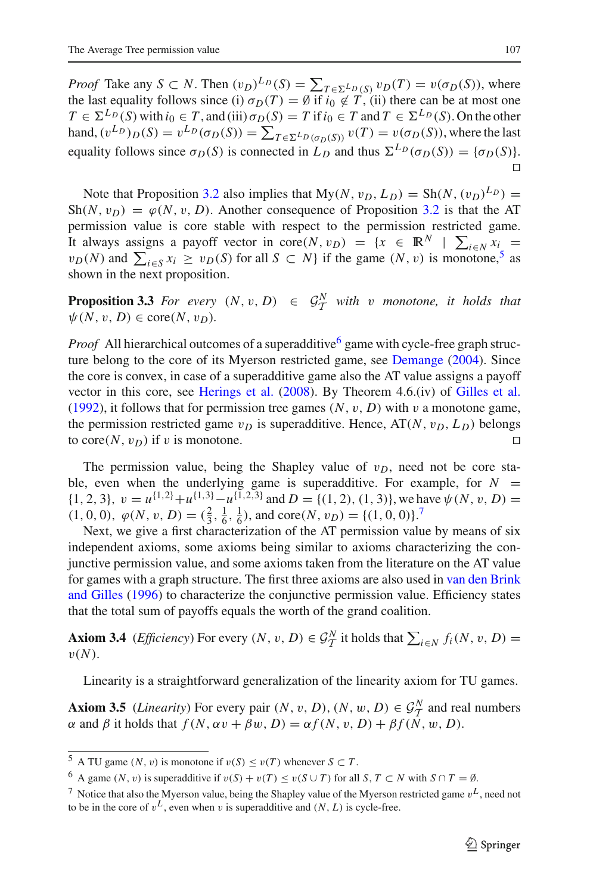*Proof* Take any $S \subset N$. Then $(v_D)^{L_D}(S) = \sum_{T \in \Sigma^{L_D}(S)} v_D(T) = v(\sigma_D(S))$, where the last equality follows since (i) $\sigma_D(T) = \emptyset$ if $i_0 \notin T$, (ii) there can be at most one $T \in \Sigma^{L_D}(S)$ with $i_0 \in T$, and (iii) $\sigma_D(S) = T$ if $i_0 \in T$ and $T \in \Sigma^{L_D}(S)$. On the other hand, $(v^{L_D})_D(S) = v^{L_D}(\sigma_D(S)) = \sum_{T \in \Sigma^{L_D}(\sigma_D(S))} v(T) = v(\sigma_D(S))$, where the last equality follows since $\sigma_D(S)$ is connected in $L_D$ and thus $\Sigma^{L_D}(\sigma_D(S)) = \{\sigma_D(S)\}$. □

Note that Proposition 3.2 also implies that $\text{My}(N, v_D, L_D) = \text{Sh}(N, (v_D)^{L_D}) = \text{Sh}(N, v_D) = \varphi(N, v, D)$. Another consequence of Proposition 3.2 is that the AT permission value is core stable with respect to the permission restricted game. It always assigns a payoff vector in $\text{core}(N, v_D) = \{x \in \mathbb{R}^N \mid \sum_{i \in N} x_i = v_D(N)$ and $\sum_{i \in S} x_i \geq v_D(S)$ for all $S \subset N\}$ if the game $(N, v)$ is monotone,[5] as shown in the next proposition.

**Proposition 3.3** *For every $(N, v, D) \in \mathcal{G}_{\mathcal{T}}^N$ with $v$ monotone, it holds that $\psi(N, v, D) \in \text{core}(N, v_D)$.*

*Proof* All hierarchical outcomes of a superadditive[6] game with cycle-free graph structure belong to the core of its Myerson restricted game, see Demange (2004). Since the core is convex, in case of a superadditive game also the AT value assigns a payoff vector in this core, see Herings et al. (2008). By Theorem 4.6.(iv) of Gilles et al. (1992), it follows that for permission tree games $(N, v, D)$ with $v$ a monotone game, the permission restricted game $v_D$ is superadditive. Hence, $\text{AT}(N, v_D, L_D)$ belongs to $\text{core}(N, v_D)$ if $v$ is monotone. □

The permission value, being the Shapley value of $v_D$, need not be core stable, even when the underlying game is superadditive. For example, for $N = \{1, 2, 3\}$, $v = u^{\{1,2\}} + u^{\{1,3\}} - u^{\{1,2,3\}}$ and $D = \{(1, 2), (1, 3)\}$, we have $\psi(N, v, D) = (1, 0, 0)$, $\varphi(N, v, D) = (\frac{2}{3}, \frac{1}{6}, \frac{1}{6})$, and $\text{core}(N, v_D) = \{(1, 0, 0)\}$.[7]

Next, we give a first characterization of the AT permission value by means of six independent axioms, some axioms being similar to axioms characterizing the conjunctive permission value, and some axioms taken from the literature on the AT value for games with a graph structure. The first three axioms are also used in van den Brink and Gilles (1996) to characterize the conjunctive permission value. Efficiency states that the total sum of payoffs equals the worth of the grand coalition.

**Axiom 3.4** (*Efficiency*) For every $(N, v, D) \in \mathcal{G}_{\mathcal{T}}^N$ it holds that $\sum_{i \in N} f_i(N, v, D) = v(N)$.

Linearity is a straightforward generalization of the linearity axiom for TU games.

**Axiom 3.5** (*Linearity*) For every pair $(N, v, D), (N, w, D) \in \mathcal{G}_{\mathcal{T}}^N$ and real numbers $\alpha$ and $\beta$ it holds that $f(N, \alpha v + \beta w, D) = \alpha f(N, v, D) + \beta f(N, w, D)$.

---

[5] A TU game $(N, v)$ is monotone if $v(S) \leq v(T)$ whenever $S \subset T$.

[6] A game $(N, v)$ is superadditive if $v(S) + v(T) \leq v(S \cup T)$ for all $S, T \subset N$ with $S \cap T = \emptyset$.

[7] Notice that also the Myerson value, being the Shapley value of the Myerson restricted game $v^L$, need not to be in the core of $v^L$, even when $v$ is superadditive and $(N, L)$ is cycle-free.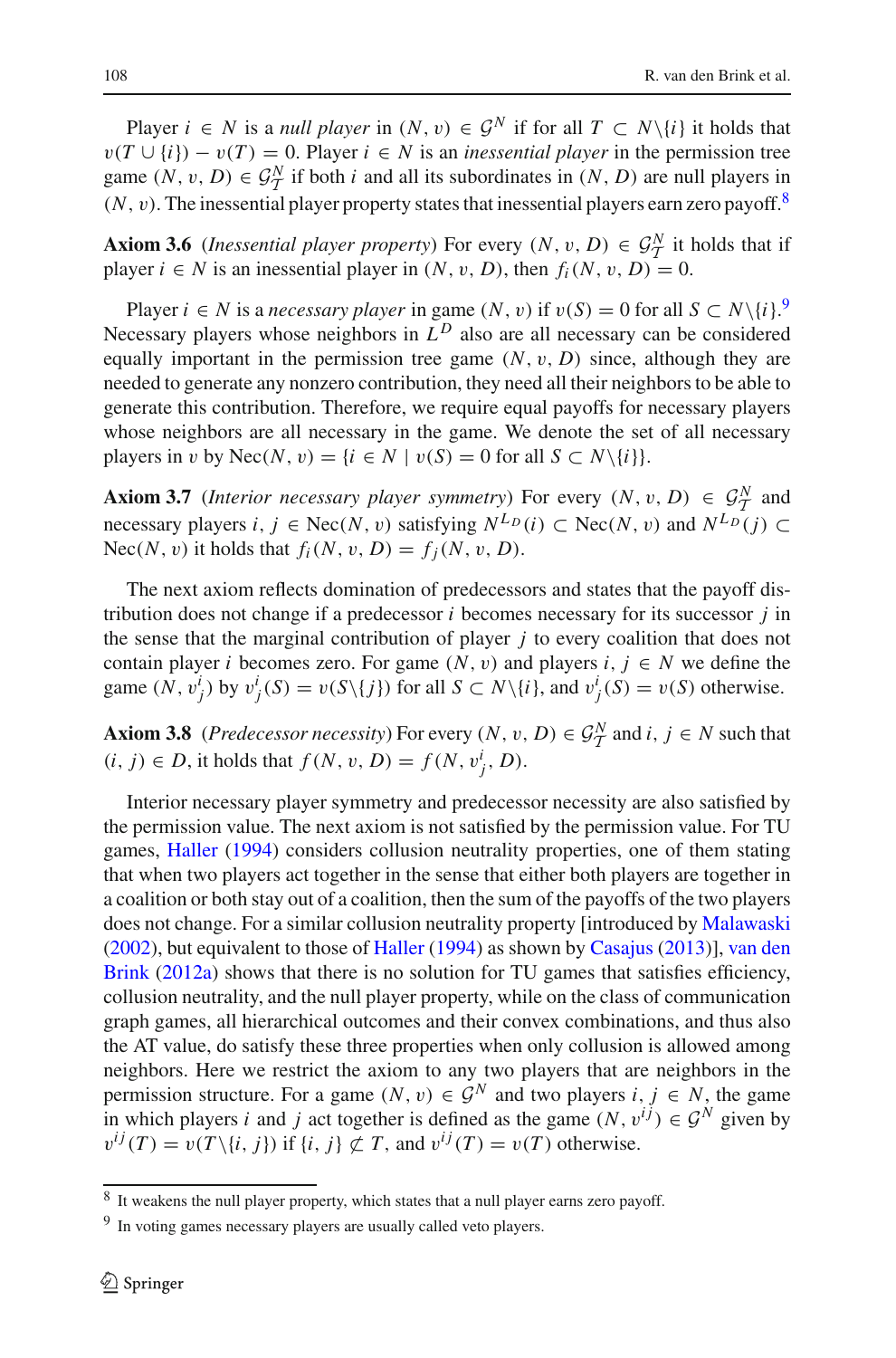Player $i \in N$ is a *null player* in $(N, v) \in \mathcal{G}^N$ if for all $T \subset N \backslash \{i\}$ it holds that $v(T \cup \{i\}) - v(T) = 0$. Player $i \in N$ is an *inessential player* in the permission tree game $(N, v, D) \in \mathcal{G}_T^N$ if both $i$ and all its subordinates in $(N, D)$ are null players in $(N, v)$. The inessential player property states that inessential players earn zero payoff.[8]

**Axiom 3.6** (*Inessential player property*) For every $(N, v, D) \in \mathcal{G}_T^N$ it holds that if player $i \in N$ is an inessential player in $(N, v, D)$, then $f_i(N, v, D) = 0$.

Player $i \in N$ is a *necessary player* in game $(N, v)$ if $v(S) = 0$ for all $S \subset N \backslash \{i\}$.[9] Necessary players whose neighbors in $L^D$ also are all necessary can be considered equally important in the permission tree game $(N, v, D)$ since, although they are needed to generate any nonzero contribution, they need all their neighbors to be able to generate this contribution. Therefore, we require equal payoffs for necessary players whose neighbors are all necessary in the game. We denote the set of all necessary players in $v$ by $\text{Nec}(N, v) = \{i \in N \mid v(S) = 0 \text{ for all } S \subset N \backslash \{i\}\}$.

**Axiom 3.7** (*Interior necessary player symmetry*) For every $(N, v, D) \in \mathcal{G}_T^N$ and necessary players $i, j \in \text{Nec}(N, v)$ satisfying $N^{L_D}(i) \subset \text{Nec}(N, v)$ and $N^{L_D}(j) \subset \text{Nec}(N, v)$ it holds that $f_i(N, v, D) = f_j(N, v, D)$.

The next axiom reflects domination of predecessors and states that the payoff distribution does not change if a predecessor $i$ becomes necessary for its successor $j$ in the sense that the marginal contribution of player $j$ to every coalition that does not contain player $i$ becomes zero. For game $(N, v)$ and players $i, j \in N$ we define the game $(N, v_j^i)$ by $v_j^i(S) = v(S \backslash \{j\})$ for all $S \subset N \backslash \{i\}$, and $v_j^i(S) = v(S)$ otherwise.

**Axiom 3.8** (*Predecessor necessity*) For every $(N, v, D) \in \mathcal{G}_T^N$ and $i, j \in N$ such that $(i, j) \in D$, it holds that $f(N, v, D) = f(N, v_j^i, D)$.

Interior necessary player symmetry and predecessor necessity are also satisfied by the permission value. The next axiom is not satisfied by the permission value. For TU games, Haller (1994) considers collusion neutrality properties, one of them stating that when two players act together in the sense that either both players are together in a coalition or both stay out of a coalition, then the sum of the payoffs of the two players does not change. For a similar collusion neutrality property [introduced by Malawaski (2002), but equivalent to those of Haller (1994) as shown by Casajus (2013)], van den Brink (2012a) shows that there is no solution for TU games that satisfies efficiency, collusion neutrality, and the null player property, while on the class of communication graph games, all hierarchical outcomes and their convex combinations, and thus also the AT value, do satisfy these three properties when only collusion is allowed among neighbors. Here we restrict the axiom to any two players that are neighbors in the permission structure. For a game $(N, v) \in \mathcal{G}^N$ and two players $i, j \in N$, the game in which players $i$ and $j$ act together is defined as the game $(N, v^{ij}) \in \mathcal{G}^N$ given by $v^{ij}(T) = v(T \backslash \{i, j\})$ if $\{i, j\} \not\subset T$, and $v^{ij}(T) = v(T)$ otherwise.

---

[8] It weakens the null player property, which states that a null player earns zero payoff.

[9] In voting games necessary players are usually called veto players.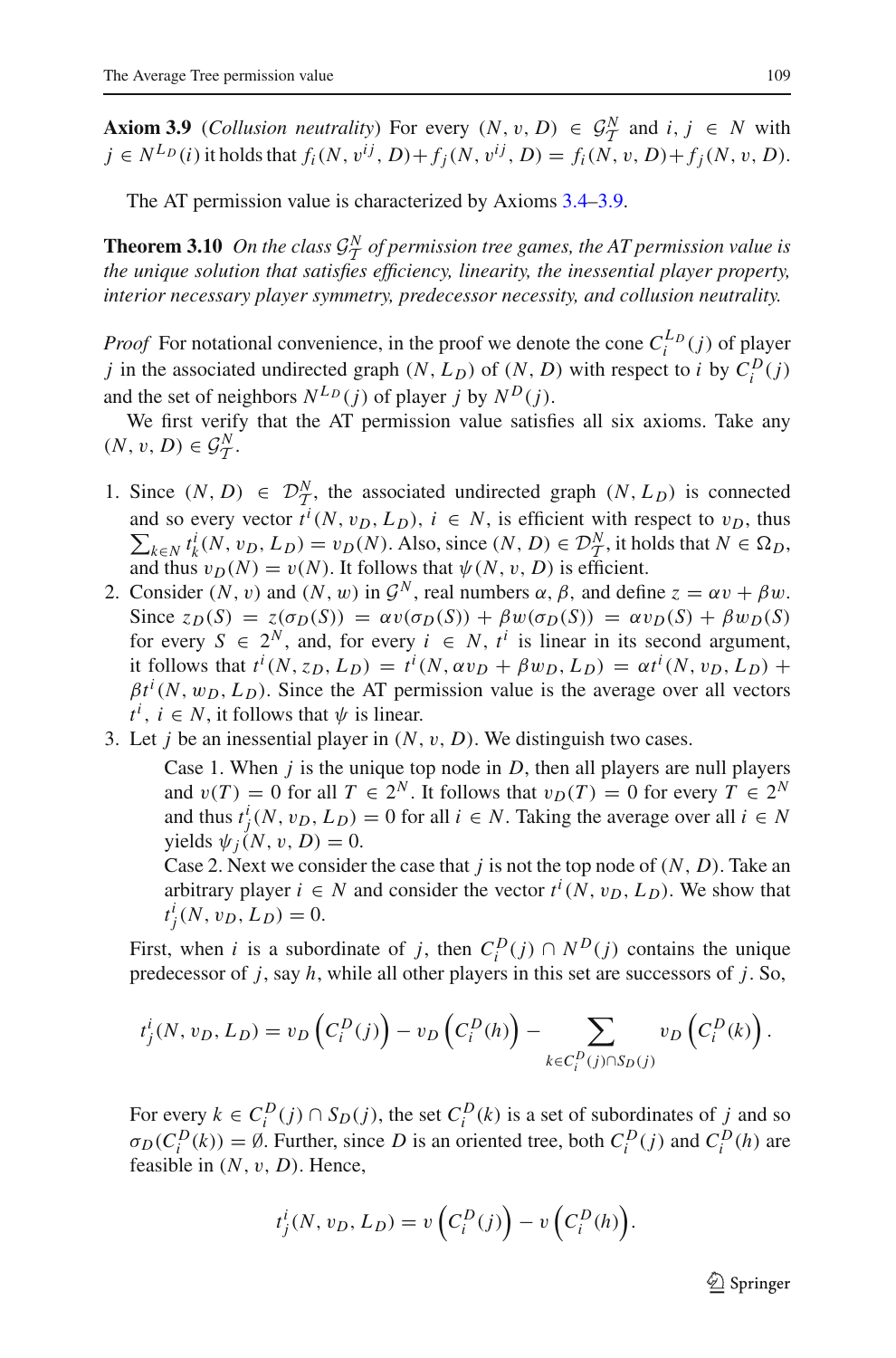**Axiom 3.9** (*Collusion neutrality*) For every $(N, v, D) \in \mathcal{G}_{\mathcal{T}}^N$ and $i, j \in N$ with $j \in N^{L_D}(i)$ it holds that $f_i(N, v^{ij}, D) + f_j(N, v^{ij}, D) = f_i(N, v, D) + f_j(N, v, D)$.

The AT permission value is characterized by Axioms 3.4–3.9.

**Theorem 3.10** *On the class $\mathcal{G}_{\mathcal{T}}^N$ of permission tree games, the AT permission value is the unique solution that satisfies efficiency, linearity, the inessential player property, interior necessary player symmetry, predecessor necessity, and collusion neutrality.*

*Proof* For notational convenience, in the proof we denote the cone $C_i^{L_D}(j)$ of player $j$ in the associated undirected graph $(N, L_D)$ of $(N, D)$ with respect to $i$ by $C_i^D(j)$ and the set of neighbors $N^{L_D}(j)$ of player $j$ by $N^D(j)$.

We first verify that the AT permission value satisfies all six axioms. Take any $(N, v, D) \in \mathcal{G}_{\mathcal{T}}^N$.

1. Since $(N, D) \in \mathcal{D}_{\mathcal{T}}^N$, the associated undirected graph $(N, L_D)$ is connected and so every vector $t^i(N, v_D, L_D)$, $i \in N$, is efficient with respect to $v_D$, thus $\sum_{k \in N} t_k^i(N, v_D, L_D) = v_D(N)$. Also, since $(N, D) \in \mathcal{D}_{\mathcal{T}}^N$, it holds that $N \in \Omega_D$, and thus $v_D(N) = v(N)$. It follows that $\psi(N, v, D)$ is efficient.
2. Consider $(N, v)$ and $(N, w)$ in $\mathcal{G}^N$, real numbers $\alpha$, $\beta$, and define $z = \alpha v + \beta w$. Since $z_D(S) = z(\sigma_D(S)) = \alpha v(\sigma_D(S)) + \beta w(\sigma_D(S)) = \alpha v_D(S) + \beta w_D(S)$ for every $S \in 2^N$, and, for every $i \in N$, $t^i$ is linear in its second argument, it follows that $t^i(N, z_D, L_D) = t^i(N, \alpha v_D + \beta w_D, L_D) = \alpha t^i(N, v_D, L_D) + \beta t^i(N, w_D, L_D)$. Since the AT permission value is the average over all vectors $t^i$, $i \in N$, it follows that $\psi$ is linear.
3. Let $j$ be an inessential player in $(N, v, D)$. We distinguish two cases.

   Case 1. When $j$ is the unique top node in $D$, then all players are null players and $v(T) = 0$ for all $T \in 2^N$. It follows that $v_D(T) = 0$ for every $T \in 2^N$ and thus $t_j^i(N, v_D, L_D) = 0$ for all $i \in N$. Taking the average over all $i \in N$ yields $\psi_j(N, v, D) = 0$.

   Case 2. Next we consider the case that $j$ is not the top node of $(N, D)$. Take an arbitrary player $i \in N$ and consider the vector $t^i(N, v_D, L_D)$. We show that $t_j^i(N, v_D, L_D) = 0$.

   First, when $i$ is a subordinate of $j$, then $C_i^D(j) \cap N^D(j)$ contains the unique predecessor of $j$, say $h$, while all other players in this set are successors of $j$. So,

$$t_j^i(N, v_D, L_D) = v_D\left(C_i^D(j)\right) - v_D\left(C_i^D(h)\right) - \sum_{k \in C_i^D(j) \cap S_D(j)} v_D\left(C_i^D(k)\right).$$

   For every $k \in C_i^D(j) \cap S_D(j)$, the set $C_i^D(k)$ is a set of subordinates of $j$ and so $\sigma_D(C_i^D(k)) = \emptyset$. Further, since $D$ is an oriented tree, both $C_i^D(j)$ and $C_i^D(h)$ are feasible in $(N, v, D)$. Hence,

$$t_j^i(N, v_D, L_D) = v\left(C_i^D(j)\right) - v\left(C_i^D(h)\right).$$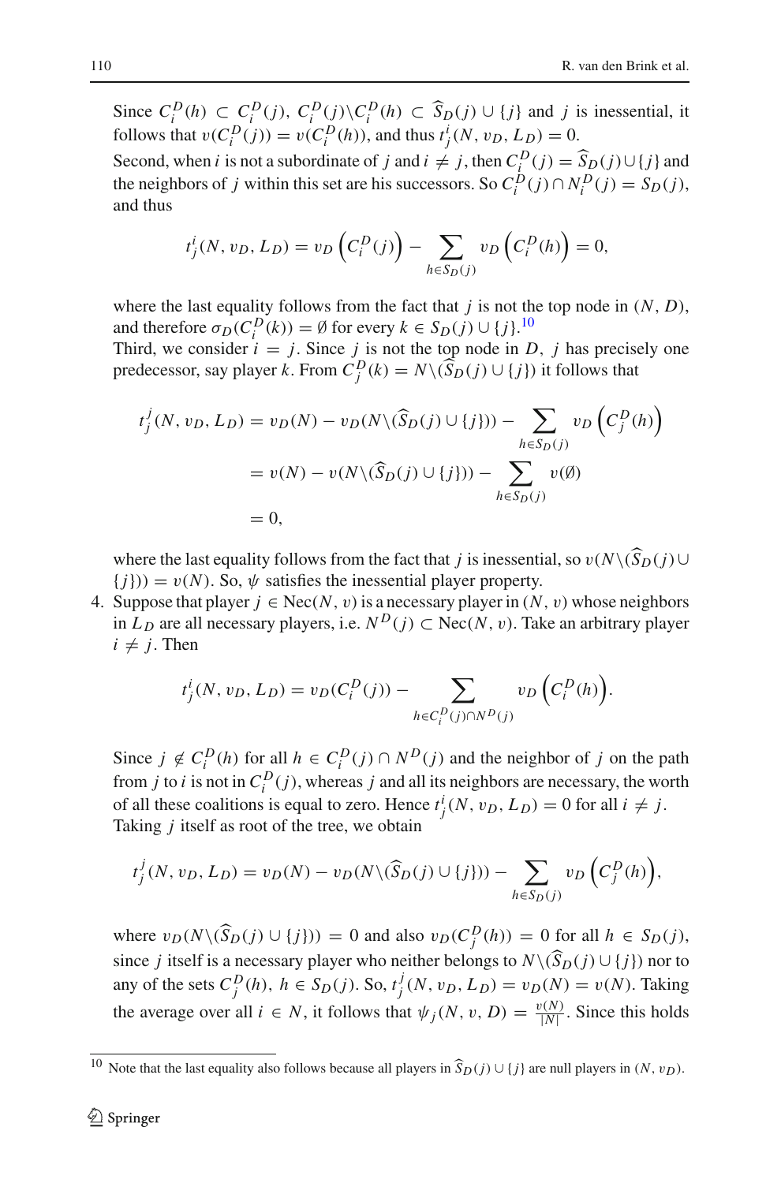Since $C_i^D(h) \subset C_i^D(j)$, $C_i^D(j) \backslash C_i^D(h) \subset \widehat{S}_D(j) \cup \{j\}$ and $j$ is inessential, it follows that $v(C_i^D(j)) = v(C_i^D(h))$, and thus $t_j^i(N, v_D, L_D) = 0$.

Second, when $i$ is not a subordinate of $j$ and $i \neq j$, then $C_i^D(j) = \widehat{S}_D(j) \cup \{j\}$ and the neighbors of $j$ within this set are his successors. So $C_i^D(j) \cap N_i^D(j) = S_D(j)$, and thus

$$t_j^i(N, v_D, L_D) = v_D\left(C_i^D(j)\right) - \sum_{h \in S_D(j)} v_D\left(C_i^D(h)\right) = 0,$$

where the last equality follows from the fact that $j$ is not the top node in $(N, D)$, and therefore $\sigma_D(C_i^D(k)) = \emptyset$ for every $k \in S_D(j) \cup \{j\}$.[10]

Third, we consider $i = j$. Since $j$ is not the top node in $D$, $j$ has precisely one predecessor, say player $k$. From $C_j^D(k) = N \backslash (\widehat{S}_D(j) \cup \{j\})$ it follows that

$$\begin{aligned}
t_j^j(N, v_D, L_D) &= v_D(N) - v_D(N \backslash (\widehat{S}_D(j) \cup \{j\})) - \sum_{h \in S_D(j)} v_D\left(C_j^D(h)\right) \\
&= v(N) - v(N \backslash (\widehat{S}_D(j) \cup \{j\})) - \sum_{h \in S_D(j)} v(\emptyset) \\
&= 0,
\end{aligned}$$

where the last equality follows from the fact that $j$ is inessential, so $v(N \backslash (\widehat{S}_D(j) \cup \{j\})) = v(N)$. So, $\psi$ satisfies the inessential player property.

4. Suppose that player $j \in \text{Nec}(N, v)$ is a necessary player in $(N, v)$ whose neighbors in $L_D$ are all necessary players, i.e. $N^D(j) \subset \text{Nec}(N, v)$. Take an arbitrary player $i \neq j$. Then

$$t_j^i(N, v_D, L_D) = v_D(C_i^D(j)) - \sum_{h \in C_i^D(j) \cap N^D(j)} v_D\left(C_i^D(h)\right).$$

Since $j \notin C_i^D(h)$ for all $h \in C_i^D(j) \cap N^D(j)$ and the neighbor of $j$ on the path from $j$ to $i$ is not in $C_i^D(j)$, whereas $j$ and all its neighbors are necessary, the worth of all these coalitions is equal to zero. Hence $t_j^i(N, v_D, L_D) = 0$ for all $i \neq j$.

Taking $j$ itself as root of the tree, we obtain

$$t_j^j(N, v_D, L_D) = v_D(N) - v_D(N \backslash (\widehat{S}_D(j) \cup \{j\})) - \sum_{h \in S_D(j)} v_D\left(C_j^D(h)\right),$$

where $v_D(N \backslash (\widehat{S}_D(j) \cup \{j\})) = 0$ and also $v_D(C_j^D(h)) = 0$ for all $h \in S_D(j)$, since $j$ itself is a necessary player who neither belongs to $N \backslash (\widehat{S}_D(j) \cup \{j\})$ nor to any of the sets $C_j^D(h)$, $h \in S_D(j)$. So, $t_j^j(N, v_D, L_D) = v_D(N) = v(N)$. Taking the average over all $i \in N$, it follows that $\psi_j(N, v, D) = \frac{v(N)}{|N|}$. Since this holds

---

[10] Note that the last equality also follows because all players in $\widehat{S}_D(j) \cup \{j\}$ are null players in $(N, v_D)$.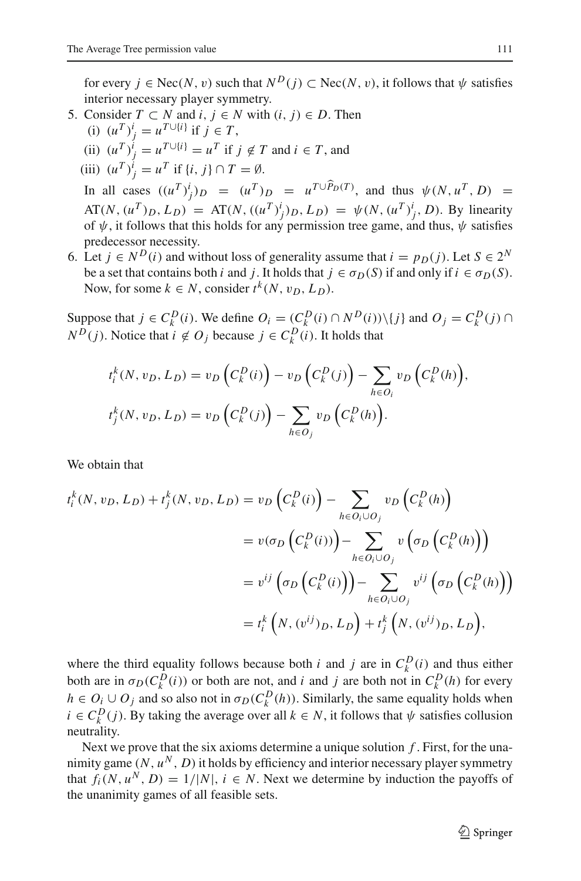for every $j \in \text{Nec}(N, v)$ such that $N^D(j) \subset \text{Nec}(N, v)$, it follows that $\psi$ satisfies interior necessary player symmetry.

5. Consider $T \subset N$ and $i, j \in N$ with $(i, j) \in D$. Then
   (i) $(u^T)^i_j = u^{T \cup \{i\}}$ if $j \in T$,
   (ii) $(u^T)^i_j = u^{T \cup \{i\}} = u^T$ if $j \notin T$ and $i \in T$, and
   (iii) $(u^T)^i_j = u^T$ if $\{i, j\} \cap T = \emptyset$.

   In all cases $((u^T)^i_j)_D = (u^T)_D = u^{T \cup \widehat{P}_D(T)}$, and thus $\psi(N, u^T, D) = \text{AT}(N, (u^T)_D, L_D) = \text{AT}(N, ((u^T)^i_j)_D, L_D) = \psi(N, (u^T)^i_j, D)$. By linearity of $\psi$, it follows that this holds for any permission tree game, and thus, $\psi$ satisfies predecessor necessity.

6. Let $j \in N^D(i)$ and without loss of generality assume that $i = p_D(j)$. Let $S \in 2^N$ be a set that contains both $i$ and $j$. It holds that $j \in \sigma_D(S)$ if and only if $i \in \sigma_D(S)$. Now, for some $k \in N$, consider $t^k(N, v_D, L_D)$.

Suppose that $j \in C^D_k(i)$. We define $O_i = (C^D_k(i) \cap N^D(i)) \backslash \{j\}$ and $O_j = C^D_k(j) \cap N^D(j)$. Notice that $i \notin O_j$ because $j \in C^D_k(i)$. It holds that

$$t^k_i(N, v_D, L_D) = v_D\left(C^D_k(i)\right) - v_D\left(C^D_k(j)\right) - \sum_{h \in O_i} v_D\left(C^D_k(h)\right),$$

$$t^k_j(N, v_D, L_D) = v_D\left(C^D_k(j)\right) - \sum_{h \in O_j} v_D\left(C^D_k(h)\right).$$

We obtain that

$$\begin{aligned}
t^k_i(N, v_D, L_D) + t^k_j(N, v_D, L_D) &= v_D\left(C^D_k(i)\right) - \sum_{h \in O_i \cup O_j} v_D\left(C^D_k(h)\right) \\
&= v(\sigma_D\left(C^D_k(i)\right)) - \sum_{h \in O_i \cup O_j} v\left(\sigma_D\left(C^D_k(h)\right)\right) \\
&= v^{ij}\left(\sigma_D\left(C^D_k(i)\right)\right) - \sum_{h \in O_i \cup O_j} v^{ij}\left(\sigma_D\left(C^D_k(h)\right)\right) \\
&= t^k_i\left(N, (v^{ij})_D, L_D\right) + t^k_j\left(N, (v^{ij})_D, L_D\right),
\end{aligned}$$

where the third equality follows because both $i$ and $j$ are in $C^D_k(i)$ and thus either both are in $\sigma_D(C^D_k(i))$ or both are not, and $i$ and $j$ are both not in $C^D_k(h)$ for every $h \in O_i \cup O_j$ and so also not in $\sigma_D(C^D_k(h))$. Similarly, the same equality holds when $i \in C^D_k(j)$. By taking the average over all $k \in N$, it follows that $\psi$ satisfies collusion neutrality.

Next we prove that the six axioms determine a unique solution $f$. First, for the unanimity game $(N, u^N, D)$ it holds by efficiency and interior necessary player symmetry that $f_i(N, u^N, D) = 1/|N|$, $i \in N$. Next we determine by induction the payoffs of the unanimity games of all feasible sets.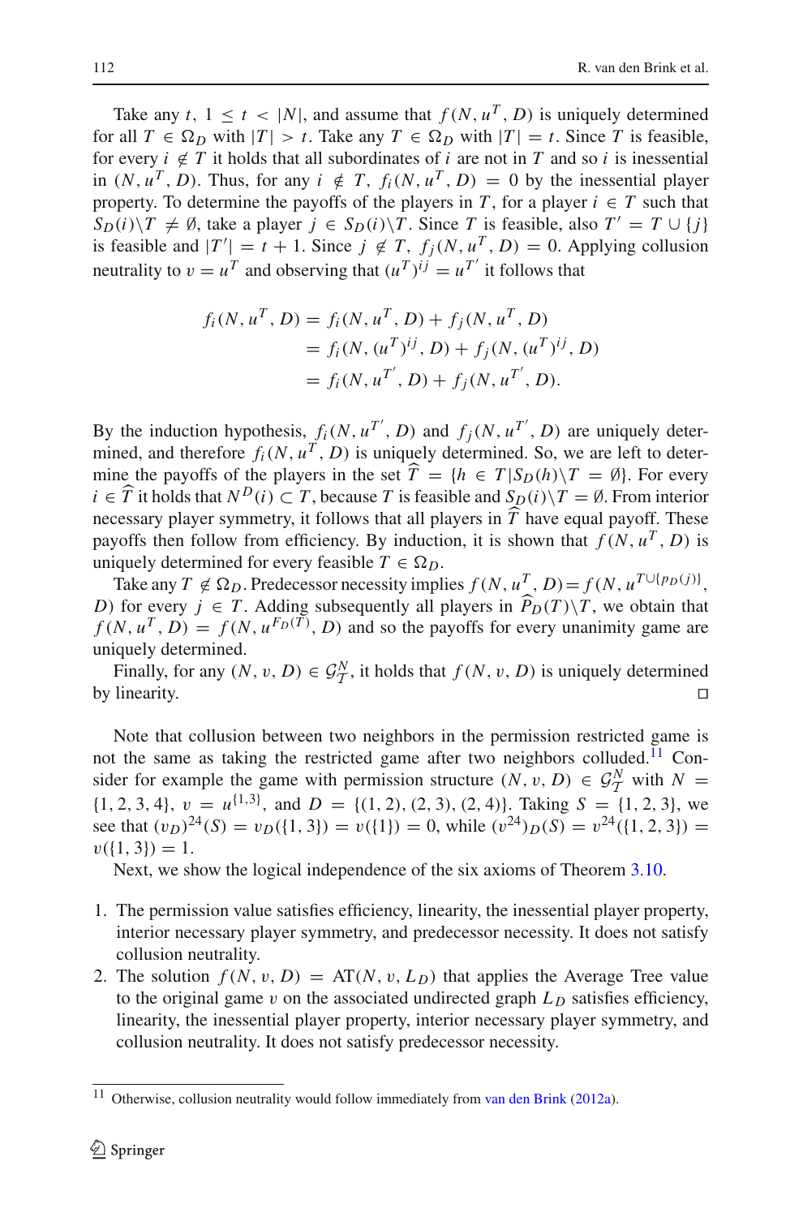Take any $t$, $1 \leq t < |N|$, and assume that $f(N, u^T, D)$ is uniquely determined for all $T \in \Omega_D$ with $|T| > t$. Take any $T \in \Omega_D$ with $|T| = t$. Since $T$ is feasible, for every $i \notin T$ it holds that all subordinates of $i$ are not in $T$ and so $i$ is inessential in $(N, u^T, D)$. Thus, for any $i \notin T$, $f_i(N, u^T, D) = 0$ by the inessential player property. To determine the payoffs of the players in $T$, for a player $i \in T$ such that $S_D(i) \backslash T \neq \emptyset$, take a player $j \in S_D(i) \backslash T$. Since $T$ is feasible, also $T' = T \cup \{j\}$ is feasible and $|T'| = t + 1$. Since $j \notin T$, $f_j(N, u^T, D) = 0$. Applying collusion neutrality to $v = u^T$ and observing that $(u^T)^{ij} = u^{T'}$ it follows that

$$\begin{aligned} f_i(N, u^T, D) &= f_i(N, u^T, D) + f_j(N, u^T, D) \\ &= f_i(N, (u^T)^{ij}, D) + f_j(N, (u^T)^{ij}, D) \\ &= f_i(N, u^{T'}, D) + f_j(N, u^{T'}, D). \end{aligned}$$

By the induction hypothesis, $f_i(N, u^{T'}, D)$ and $f_j(N, u^{T'}, D)$ are uniquely determined, and therefore $f_i(N, u^T, D)$ is uniquely determined. So, we are left to determine the payoffs of the players in the set $\widehat{T} = \{h \in T | S_D(h) \backslash T = \emptyset\}$. For every $i \in \widehat{T}$ it holds that $N^D(i) \subset T$, because $T$ is feasible and $S_D(i) \backslash T = \emptyset$. From interior necessary player symmetry, it follows that all players in $\widehat{T}$ have equal payoff. These payoffs then follow from efficiency. By induction, it is shown that $f(N, u^T, D)$ is uniquely determined for every feasible $T \in \Omega_D$.

Take any $T \notin \Omega_D$. Predecessor necessity implies $f(N, u^T, D) = f(N, u^{T \cup \{p_D(j)\}}, D)$ for every $j \in T$. Adding subsequently all players in $\widehat{P}_D(T) \backslash T$, we obtain that $f(N, u^T, D) = f(N, u^{F_D(T)}, D)$ and so the payoffs for every unanimity game are uniquely determined.

Finally, for any $(N, v, D) \in \mathcal{G}^N_{\mathcal{T}}$, it holds that $f(N, v, D)$ is uniquely determined by linearity. □

Note that collusion between two neighbors in the permission restricted game is not the same as taking the restricted game after two neighbors colluded.[11] Consider for example the game with permission structure $(N, v, D) \in \mathcal{G}^N_{\mathcal{T}}$ with $N = \{1, 2, 3, 4\}$, $v = u^{\{1,3\}}$, and $D = \{(1, 2), (2, 3), (2, 4)\}$. Taking $S = \{1, 2, 3\}$, we see that $(v_D)^{24}(S) = v_D(\{1, 3\}) = v(\{1\}) = 0$, while $(v^{24})_D(S) = v^{24}(\{1, 2, 3\}) = v(\{1, 3\}) = 1$.

Next, we show the logical independence of the six axioms of Theorem 3.10.

1. The permission value satisfies efficiency, linearity, the inessential player property, interior necessary player symmetry, and predecessor necessity. It does not satisfy collusion neutrality.
2. The solution $f(N, v, D) = \mathrm{AT}(N, v, L_D)$ that applies the Average Tree value to the original game $v$ on the associated undirected graph $L_D$ satisfies efficiency, linearity, the inessential player property, interior necessary player symmetry, and collusion neutrality. It does not satisfy predecessor necessity.

[11] Otherwise, collusion neutrality would follow immediately from van den Brink (2012a).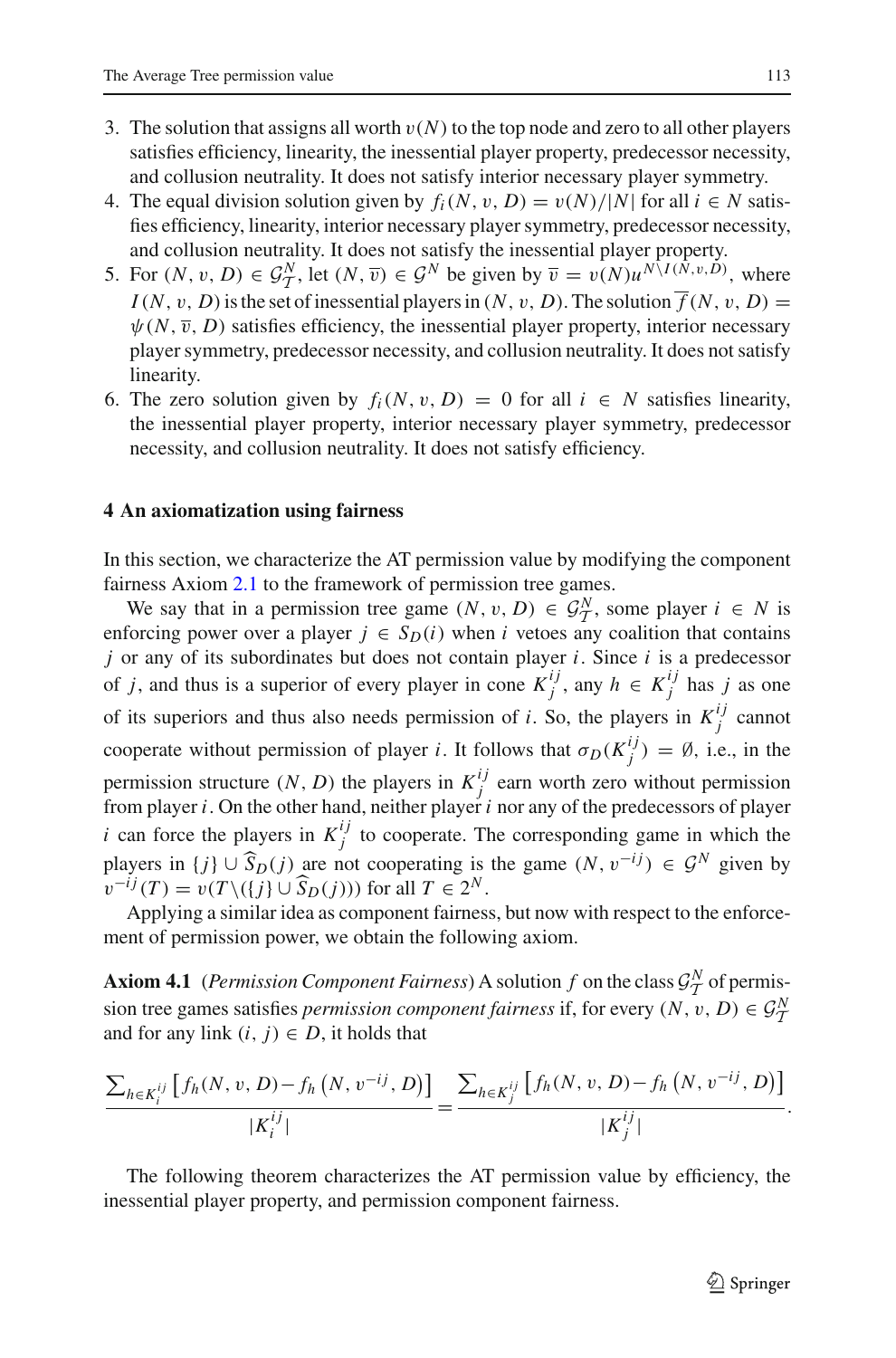3. The solution that assigns all worth $v(N)$ to the top node and zero to all other players satisfies efficiency, linearity, the inessential player property, predecessor necessity, and collusion neutrality. It does not satisfy interior necessary player symmetry.
4. The equal division solution given by $f_i(N, v, D) = v(N)/|N|$ for all $i \in N$ satisfies efficiency, linearity, interior necessary player symmetry, predecessor necessity, and collusion neutrality. It does not satisfy the inessential player property.
5. For $(N, v, D) \in \mathcal{G}_{\mathcal{T}}^N$, let $(N, \overline{v}) \in \mathcal{G}^N$ be given by $\overline{v} = v(N)u^{N \setminus I(N,v,D)}$, where $I(N, v, D)$ is the set of inessential players in $(N, v, D)$. The solution $\overline{f}(N, v, D) = \psi(N, \overline{v}, D)$ satisfies efficiency, the inessential player property, interior necessary player symmetry, predecessor necessity, and collusion neutrality. It does not satisfy linearity.
6. The zero solution given by $f_i(N, v, D) = 0$ for all $i \in N$ satisfies linearity, the inessential player property, interior necessary player symmetry, predecessor necessity, and collusion neutrality. It does not satisfy efficiency.

## 4 An axiomatization using fairness

In this section, we characterize the AT permission value by modifying the component fairness Axiom 2.1 to the framework of permission tree games.

We say that in a permission tree game $(N, v, D) \in \mathcal{G}_{\mathcal{T}}^N$, some player $i \in N$ is enforcing power over a player $j \in S_D(i)$ when $i$ vetoes any coalition that contains $j$ or any of its subordinates but does not contain player $i$. Since $i$ is a predecessor of $j$, and thus is a superior of every player in cone $K_j^{ij}$, any $h \in K_j^{ij}$ has $j$ as one of its superiors and thus also needs permission of $i$. So, the players in $K_j^{ij}$ cannot cooperate without permission of player $i$. It follows that $\sigma_D(K_j^{ij}) = \emptyset$, i.e., in the permission structure $(N, D)$ the players in $K_j^{ij}$ earn worth zero without permission from player $i$. On the other hand, neither player $i$ nor any of the predecessors of player $i$ can force the players in $K_j^{ij}$ to cooperate. The corresponding game in which the players in $\{j\} \cup \widehat{S}_D(j)$ are not cooperating is the game $(N, v^{-ij}) \in \mathcal{G}^N$ given by $v^{-ij}(T) = v(T \setminus (\{j\} \cup \widehat{S}_D(j)))$ for all $T \in 2^N$.

Applying a similar idea as component fairness, but now with respect to the enforcement of permission power, we obtain the following axiom.

**Axiom 4.1** (*Permission Component Fairness*) A solution $f$ on the class $\mathcal{G}_{\mathcal{T}}^N$ of permission tree games satisfies *permission component fairness* if, for every $(N, v, D) \in \mathcal{G}_{\mathcal{T}}^N$ and for any link $(i, j) \in D$, it holds that

$$\frac{\sum_{h \in K_i^{ij}} \left[ f_h(N, v, D) - f_h\left(N, v^{-ij}, D\right) \right]}{|K_i^{ij}|} = \frac{\sum_{h \in K_j^{ij}} \left[ f_h(N, v, D) - f_h\left(N, v^{-ij}, D\right) \right]}{|K_j^{ij}|}.$$

The following theorem characterizes the AT permission value by efficiency, the inessential player property, and permission component fairness.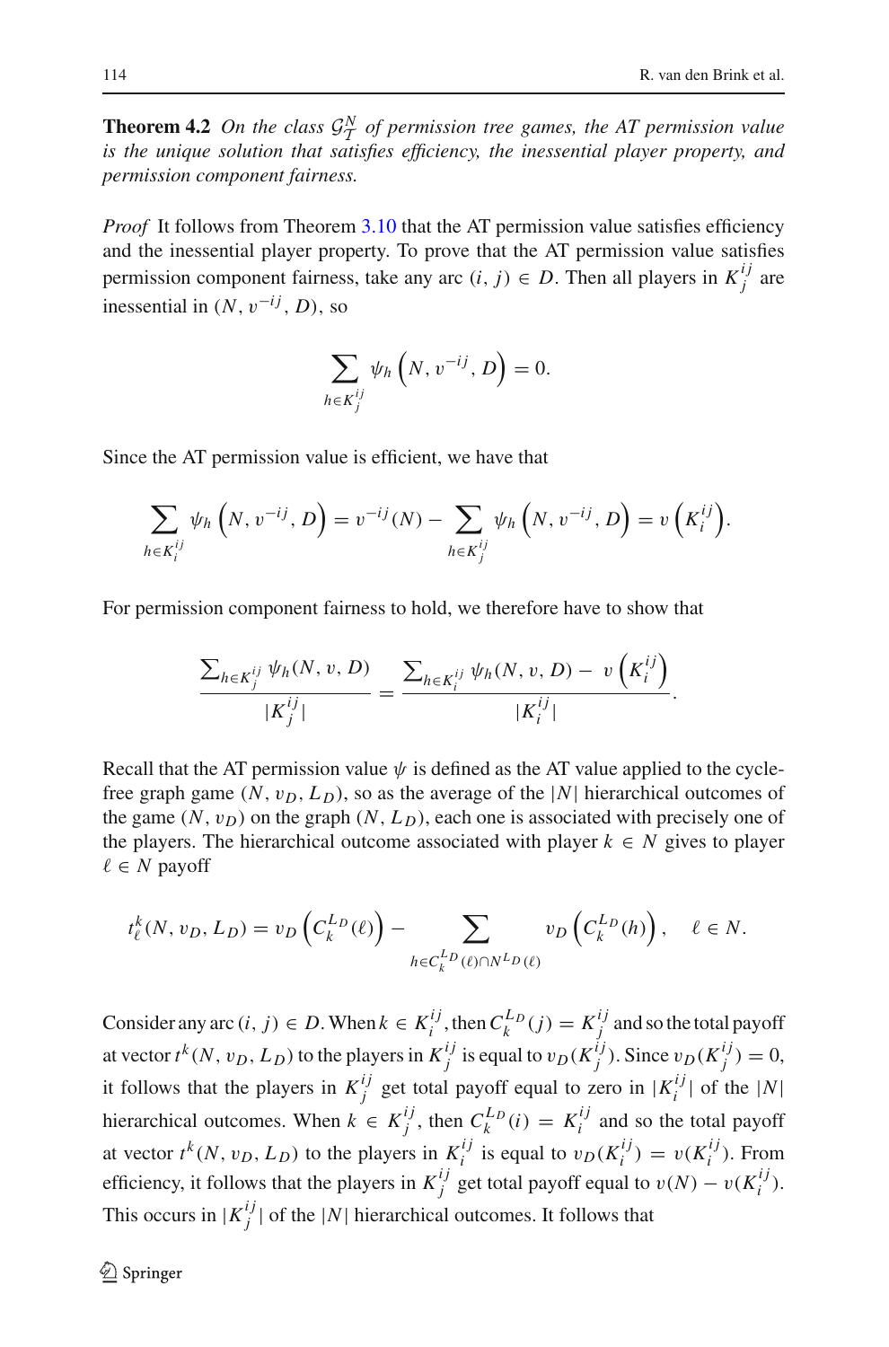**Theorem 4.2** *On the class $\mathcal{G}_T^N$ of permission tree games, the AT permission value is the unique solution that satisfies efficiency, the inessential player property, and permission component fairness.*

*Proof* It follows from Theorem 3.10 that the AT permission value satisfies efficiency and the inessential player property. To prove that the AT permission value satisfies permission component fairness, take any arc $(i, j) \in D$. Then all players in $K_j^{ij}$ are inessential in $(N, v^{-ij}, D)$, so

$$\sum_{h \in K_j^{ij}} \psi_h \left(N, v^{-ij}, D\right) = 0.$$

Since the AT permission value is efficient, we have that

$$\sum_{h \in K_i^{ij}} \psi_h \left(N, v^{-ij}, D\right) = v^{-ij}(N) - \sum_{h \in K_j^{ij}} \psi_h \left(N, v^{-ij}, D\right) = v\left(K_i^{ij}\right).$$

For permission component fairness to hold, we therefore have to show that

$$\frac{\sum_{h \in K_j^{ij}} \psi_h(N, v, D)}{|K_j^{ij}|} = \frac{\sum_{h \in K_i^{ij}} \psi_h(N, v, D) - v\left(K_i^{ij}\right)}{|K_i^{ij}|}.$$

Recall that the AT permission value $\psi$ is defined as the AT value applied to the cycle-free graph game $(N, v_D, L_D)$, so as the average of the $|N|$ hierarchical outcomes of the game $(N, v_D)$ on the graph $(N, L_D)$, each one is associated with precisely one of the players. The hierarchical outcome associated with player $k \in N$ gives to player $\ell \in N$ payoff

$$t_\ell^k(N, v_D, L_D) = v_D\left(C_k^{L_D}(\ell)\right) - \sum_{h \in C_k^{L_D}(\ell) \cap N^{L_D}(\ell)} v_D\left(C_k^{L_D}(h)\right), \quad \ell \in N.$$

Consider any arc $(i, j) \in D$. When $k \in K_i^{ij}$, then $C_k^{L_D}(j) = K_j^{ij}$ and so the total payoff at vector $t^k(N, v_D, L_D)$ to the players in $K_j^{ij}$ is equal to $v_D(K_j^{ij})$. Since $v_D(K_j^{ij}) = 0$, it follows that the players in $K_j^{ij}$ get total payoff equal to zero in $|K_i^{ij}|$ of the $|N|$ hierarchical outcomes. When $k \in K_j^{ij}$, then $C_k^{L_D}(i) = K_i^{ij}$ and so the total payoff at vector $t^k(N, v_D, L_D)$ to the players in $K_i^{ij}$ is equal to $v_D(K_i^{ij}) = v(K_i^{ij})$. From efficiency, it follows that the players in $K_j^{ij}$ get total payoff equal to $v(N) - v(K_i^{ij})$. This occurs in $|K_j^{ij}|$ of the $|N|$ hierarchical outcomes. It follows that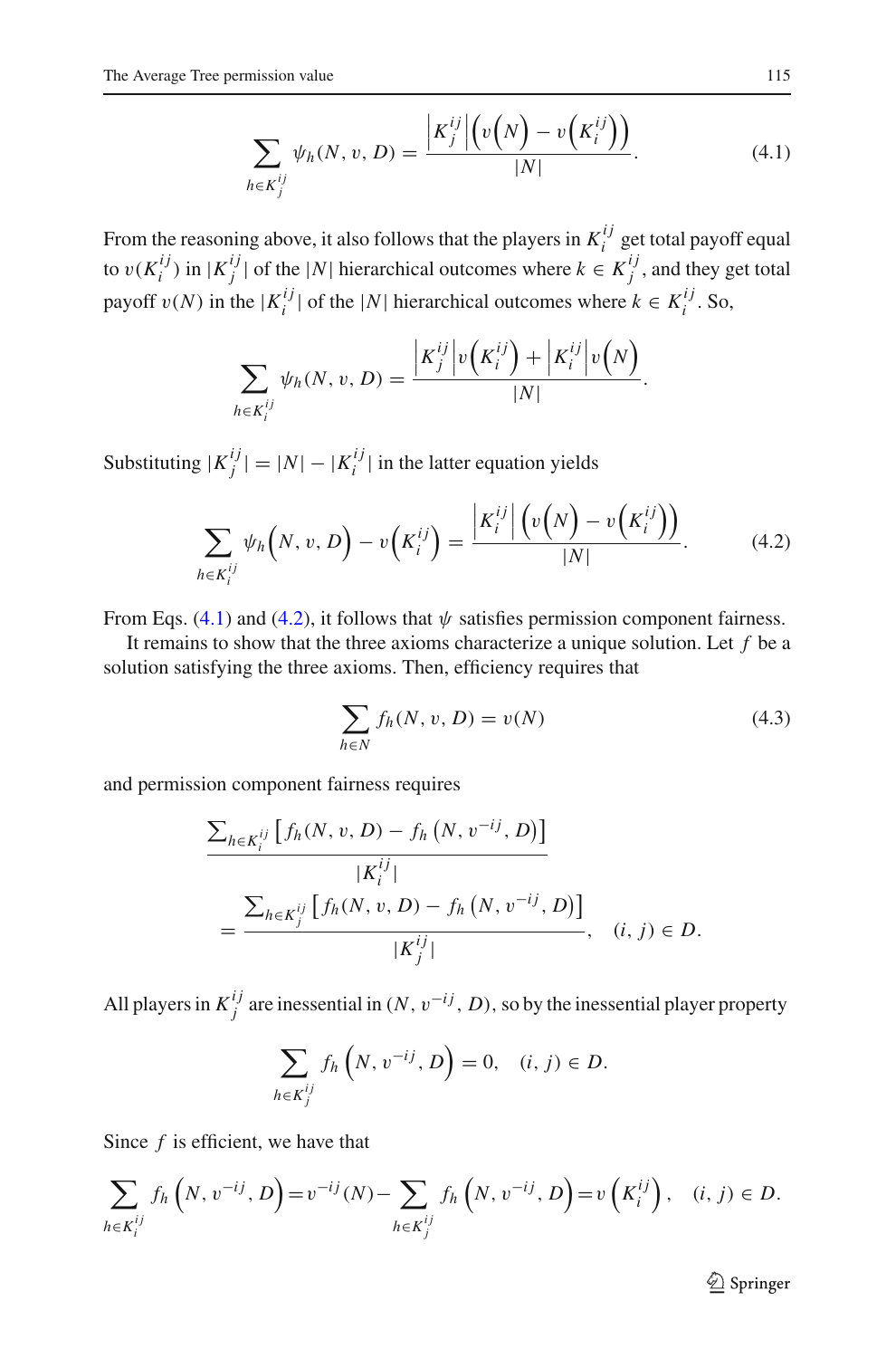$$\sum_{h \in K_j^{ij}} \psi_h(N, v, D) = \frac{\left|K_j^{ij}\right|\left(v\left(N\right) - v\left(K_i^{ij}\right)\right)}{|N|}. \tag{4.1}$$

From the reasoning above, it also follows that the players in $K_i^{ij}$ get total payoff equal to $v(K_i^{ij})$ in $|K_j^{ij}|$ of the $|N|$ hierarchical outcomes where $k \in K_j^{ij}$, and they get total payoff $v(N)$ in the $|K_i^{ij}|$ of the $|N|$ hierarchical outcomes where $k \in K_i^{ij}$. So,

$$\sum_{h \in K_i^{ij}} \psi_h(N, v, D) = \frac{\left|K_j^{ij}\right| v\left(K_i^{ij}\right) + \left|K_i^{ij}\right| v\left(N\right)}{|N|}.$$

Substituting $|K_j^{ij}| = |N| - |K_i^{ij}|$ in the latter equation yields

$$\sum_{h \in K_i^{ij}} \psi_h\left(N, v, D\right) - v\left(K_i^{ij}\right) = \frac{\left|K_i^{ij}\right|\left(v\left(N\right) - v\left(K_i^{ij}\right)\right)}{|N|}. \tag{4.2}$$

From Eqs. (4.1) and (4.2), it follows that $\psi$ satisfies permission component fairness.

It remains to show that the three axioms characterize a unique solution. Let $f$ be a solution satisfying the three axioms. Then, efficiency requires that

$$\sum_{h \in N} f_h(N, v, D) = v(N) \tag{4.3}$$

and permission component fairness requires

$$\frac{\sum_{h \in K_i^{ij}} \left[f_h(N, v, D) - f_h\left(N, v^{-ij}, D\right)\right]}{|K_i^{ij}|} = \frac{\sum_{h \in K_j^{ij}} \left[f_h(N, v, D) - f_h\left(N, v^{-ij}, D\right)\right]}{|K_j^{ij}|}, \quad (i, j) \in D.$$

All players in $K_j^{ij}$ are inessential in $(N, v^{-ij}, D)$, so by the inessential player property

$$\sum_{h \in K_j^{ij}} f_h\left(N, v^{-ij}, D\right) = 0, \quad (i, j) \in D.$$

Since $f$ is efficient, we have that

$$\sum_{h \in K_i^{ij}} f_h\left(N, v^{-ij}, D\right) = v^{-ij}(N) - \sum_{h \in K_j^{ij}} f_h\left(N, v^{-ij}, D\right) = v\left(K_i^{ij}\right), \quad (i, j) \in D.$$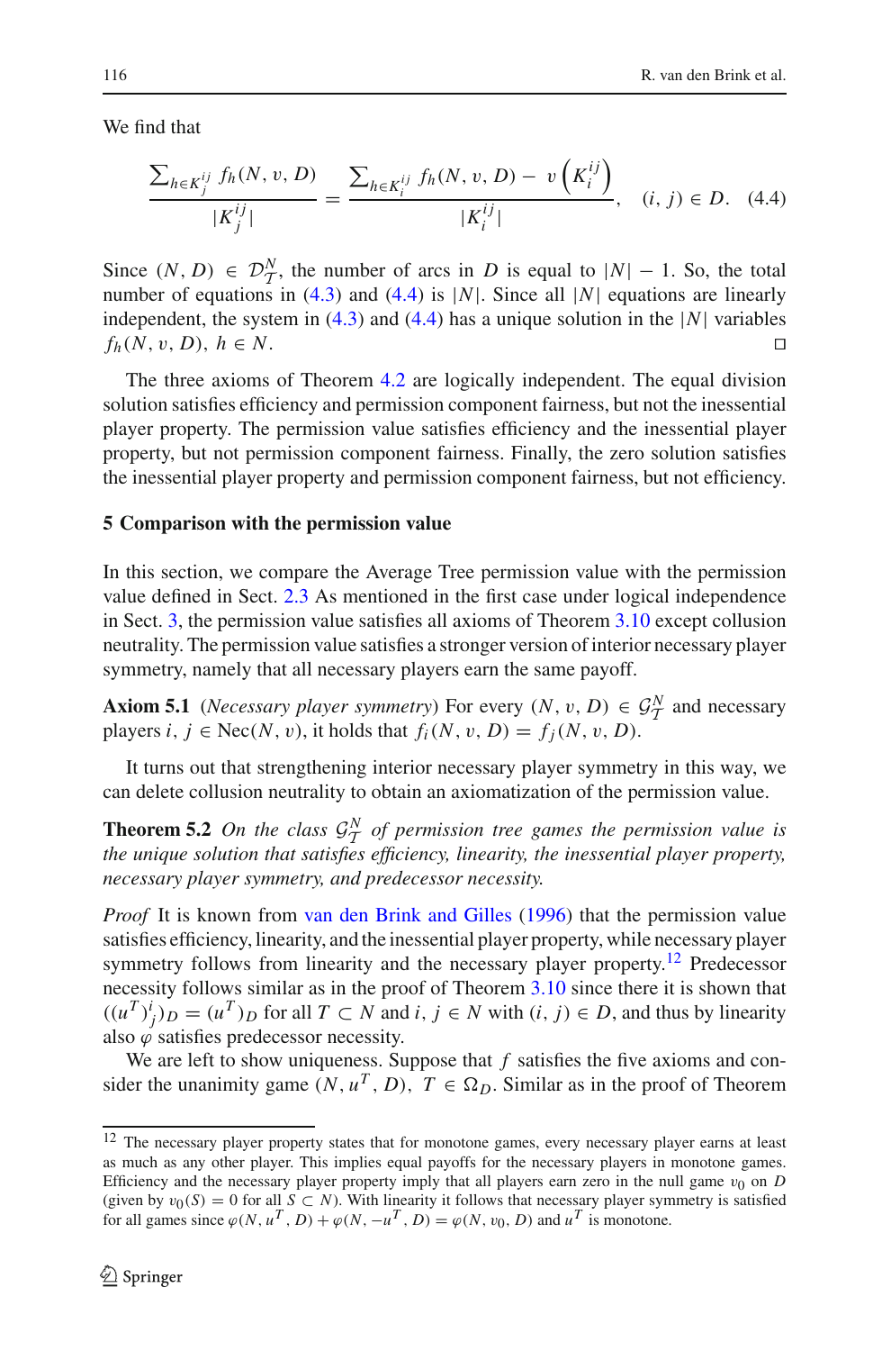We find that

$$\frac{\sum_{h \in K_j^{ij}} f_h(N, v, D)}{|K_j^{ij}|} = \frac{\sum_{h \in K_i^{ij}} f_h(N, v, D) - v\left(K_i^{ij}\right)}{|K_i^{ij}|}, \quad (i, j) \in D. \quad (4.4)$$

Since $(N, D) \in \mathcal{D}_{\mathcal{T}}^N$, the number of arcs in $D$ is equal to $|N| - 1$. So, the total number of equations in (4.3) and (4.4) is $|N|$. Since all $|N|$ equations are linearly independent, the system in (4.3) and (4.4) has a unique solution in the $|N|$ variables $f_h(N, v, D)$, $h \in N$. □

The three axioms of Theorem 4.2 are logically independent. The equal division solution satisfies efficiency and permission component fairness, but not the inessential player property. The permission value satisfies efficiency and the inessential player property, but not permission component fairness. Finally, the zero solution satisfies the inessential player property and permission component fairness, but not efficiency.

## 5 Comparison with the permission value

In this section, we compare the Average Tree permission value with the permission value defined in Sect. 2.3 As mentioned in the first case under logical independence in Sect. 3, the permission value satisfies all axioms of Theorem 3.10 except collusion neutrality. The permission value satisfies a stronger version of interior necessary player symmetry, namely that all necessary players earn the same payoff.

**Axiom 5.1** (*Necessary player symmetry*) For every $(N, v, D) \in \mathcal{G}_{\mathcal{T}}^N$ and necessary players $i, j \in \text{Nec}(N, v)$, it holds that $f_i(N, v, D) = f_j(N, v, D)$.

It turns out that strengthening interior necessary player symmetry in this way, we can delete collusion neutrality to obtain an axiomatization of the permission value.

**Theorem 5.2** *On the class $\mathcal{G}_{\mathcal{T}}^N$ of permission tree games the permission value is the unique solution that satisfies efficiency, linearity, the inessential player property, necessary player symmetry, and predecessor necessity.*

*Proof* It is known from van den Brink and Gilles (1996) that the permission value satisfies efficiency, linearity, and the inessential player property, while necessary player symmetry follows from linearity and the necessary player property.[12] Predecessor necessity follows similar as in the proof of Theorem 3.10 since there it is shown that $((u^T)^i_j)_D = (u^T)_D$ for all $T \subset N$ and $i, j \in N$ with $(i, j) \in D$, and thus by linearity also $\varphi$ satisfies predecessor necessity.

We are left to show uniqueness. Suppose that $f$ satisfies the five axioms and consider the unanimity game $(N, u^T, D)$, $T \in \Omega_D$. Similar as in the proof of Theorem

---

[12] The necessary player property states that for monotone games, every necessary player earns at least as much as any other player. This implies equal payoffs for the necessary players in monotone games. Efficiency and the necessary player property imply that all players earn zero in the null game $v_0$ on $D$ (given by $v_0(S) = 0$ for all $S \subset N$). With linearity it follows that necessary player symmetry is satisfied for all games since $\varphi(N, u^T, D) + \varphi(N, -u^T, D) = \varphi(N, v_0, D)$ and $u^T$ is monotone.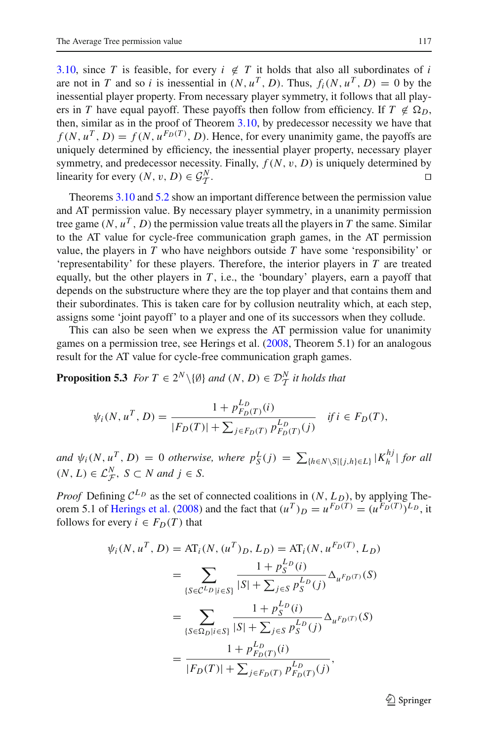3.10, since $T$ is feasible, for every $i \notin T$ it holds that also all subordinates of $i$ are not in $T$ and so $i$ is inessential in $(N, u^T, D)$. Thus, $f_i(N, u^T, D) = 0$ by the inessential player property. From necessary player symmetry, it follows that all players in $T$ have equal payoff. These payoffs then follow from efficiency. If $T \notin \Omega_D$, then, similar as in the proof of Theorem 3.10, by predecessor necessity we have that $f(N, u^T, D) = f(N, u^{F_D(T)}, D)$. Hence, for every unanimity game, the payoffs are uniquely determined by efficiency, the inessential player property, necessary player symmetry, and predecessor necessity. Finally, $f(N, v, D)$ is uniquely determined by linearity for every $(N, v, D) \in \mathcal{G}_{\mathcal{T}}^N$. □

Theorems 3.10 and 5.2 show an important difference between the permission value and AT permission value. By necessary player symmetry, in a unanimity permission tree game $(N, u^T, D)$ the permission value treats all the players in $T$ the same. Similar to the AT value for cycle-free communication graph games, in the AT permission value, the players in $T$ who have neighbors outside $T$ have some 'responsibility' or 'representability' for these players. Therefore, the interior players in $T$ are treated equally, but the other players in $T$, i.e., the 'boundary' players, earn a payoff that depends on the substructure where they are the top player and that contains them and their subordinates. This is taken care for by collusion neutrality which, at each step, assigns some 'joint payoff' to a player and one of its successors when they collude.

This can also be seen when we express the AT permission value for unanimity games on a permission tree, see Herings et al. (2008, Theorem 5.1) for an analogous result for the AT value for cycle-free communication graph games.

**Proposition 5.3** *For $T \in 2^N \backslash \{\emptyset\}$ and $(N, D) \in \mathcal{D}_{\mathcal{T}}^N$ it holds that*

$$\psi_i(N, u^T, D) = \frac{1 + p_{F_D(T)}^{L_D}(i)}{|F_D(T)| + \sum_{j \in F_D(T)} p_{F_D(T)}^{L_D}(j)} \quad \text{if } i \in F_D(T),$$

*and $\psi_i(N, u^T, D) = 0$ otherwise, where $p_S^L(j) = \sum_{\{h \in N \backslash S | \{j,h\} \in L\}} |K_h^{hj}|$ for all $(N, L) \in \mathcal{L}_{\mathcal{F}}^N$, $S \subset N$ and $j \in S$.*

*Proof* Defining $\mathcal{C}^{L_D}$ as the set of connected coalitions in $(N, L_D)$, by applying Theorem 5.1 of Herings et al. (2008) and the fact that $(u^T)_D = u^{F_D(T)} = (u^{F_D(T)})^{L_D}$, it follows for every $i \in F_D(T)$ that

$$\begin{aligned}
\psi_i(N, u^T, D) &= \text{AT}_i(N, (u^T)_D, L_D) = \text{AT}_i(N, u^{F_D(T)}, L_D) \\
&= \sum_{\{S \in \mathcal{C}^{L_D} | i \in S\}} \frac{1 + p_S^{L_D}(i)}{|S| + \sum_{j \in S} p_S^{L_D}(j)} \Delta_{u^{F_D(T)}}(S) \\
&= \sum_{\{S \in \Omega_D | i \in S\}} \frac{1 + p_S^{L_D}(i)}{|S| + \sum_{j \in S} p_S^{L_D}(j)} \Delta_{u^{F_D(T)}}(S) \\
&= \frac{1 + p_{F_D(T)}^{L_D}(i)}{|F_D(T)| + \sum_{j \in F_D(T)} p_{F_D(T)}^{L_D}(j)},
\end{aligned}$$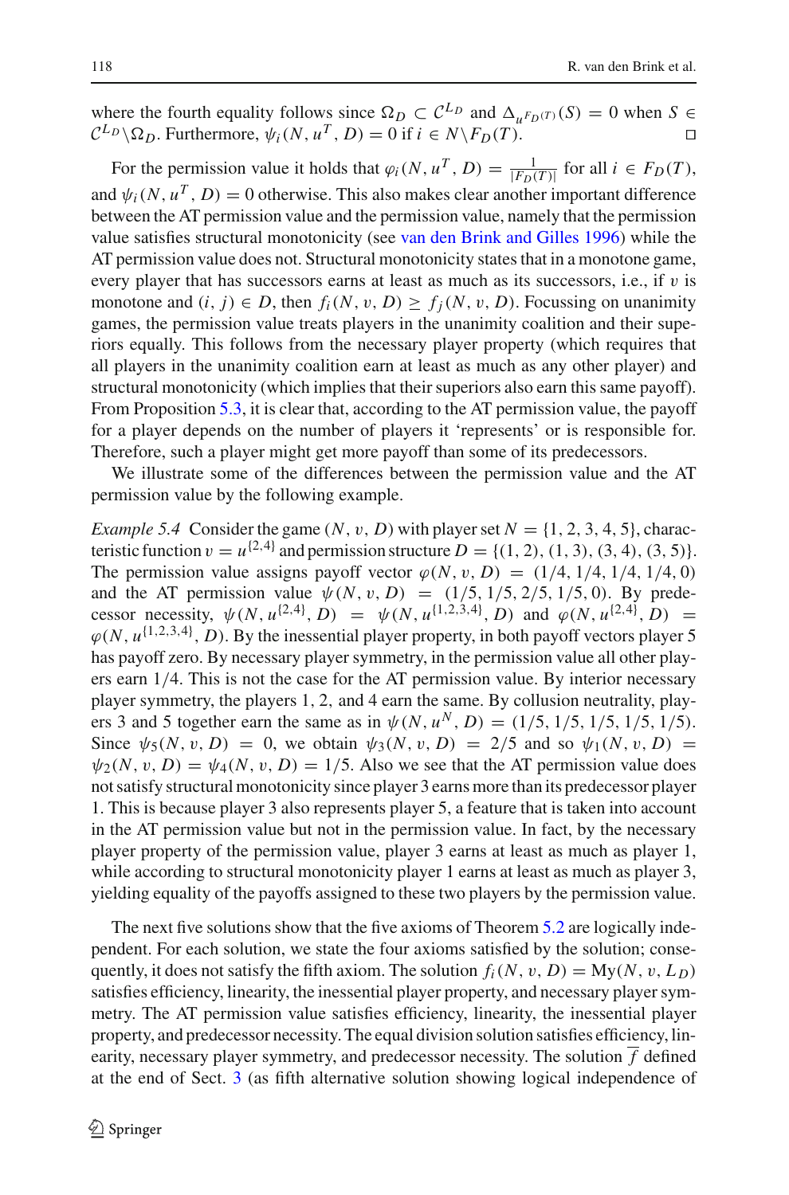where the fourth equality follows since $\Omega_D \subset \mathcal{C}^{L_D}$ and $\Delta_{u^{F_D(T)}}(S) = 0$ when $S \in \mathcal{C}^{L_D} \backslash \Omega_D$. Furthermore, $\psi_i(N, u^T, D) = 0$ if $i \in N \backslash F_D(T)$. □

For the permission value it holds that $\varphi_i(N, u^T, D) = \frac{1}{|F_D(T)|}$ for all $i \in F_D(T)$, and $\psi_i(N, u^T, D) = 0$ otherwise. This also makes clear another important difference between the AT permission value and the permission value, namely that the permission value satisfies structural monotonicity (see van den Brink and Gilles 1996) while the AT permission value does not. Structural monotonicity states that in a monotone game, every player that has successors earns at least as much as its successors, i.e., if $v$ is monotone and $(i, j) \in D$, then $f_i(N, v, D) \geq f_j(N, v, D)$. Focussing on unanimity games, the permission value treats players in the unanimity coalition and their superiors equally. This follows from the necessary player property (which requires that all players in the unanimity coalition earn at least as much as any other player) and structural monotonicity (which implies that their superiors also earn this same payoff). From Proposition 5.3, it is clear that, according to the AT permission value, the payoff for a player depends on the number of players it 'represents' or is responsible for. Therefore, such a player might get more payoff than some of its predecessors.

We illustrate some of the differences between the permission value and the AT permission value by the following example.

*Example 5.4* Consider the game $(N, v, D)$ with player set $N = \{1, 2, 3, 4, 5\}$, characteristic function $v = u^{\{2,4\}}$ and permission structure $D = \{(1, 2), (1, 3), (3, 4), (3, 5)\}$. The permission value assigns payoff vector $\varphi(N, v, D) = (1/4, 1/4, 1/4, 1/4, 0)$ and the AT permission value $\psi(N, v, D) = (1/5, 1/5, 2/5, 1/5, 0)$. By predecessor necessity, $\psi(N, u^{\{2,4\}}, D) = \psi(N, u^{\{1,2,3,4\}}, D)$ and $\varphi(N, u^{\{2,4\}}, D) = \varphi(N, u^{\{1,2,3,4\}}, D)$. By the inessential player property, in both payoff vectors player 5 has payoff zero. By necessary player symmetry, in the permission value all other players earn 1/4. This is not the case for the AT permission value. By interior necessary player symmetry, the players 1, 2, and 4 earn the same. By collusion neutrality, players 3 and 5 together earn the same as in $\psi(N, u^N, D) = (1/5, 1/5, 1/5, 1/5, 1/5)$. Since $\psi_5(N, v, D) = 0$, we obtain $\psi_3(N, v, D) = 2/5$ and so $\psi_1(N, v, D) = \psi_2(N, v, D) = \psi_4(N, v, D) = 1/5$. Also we see that the AT permission value does not satisfy structural monotonicity since player 3 earns more than its predecessor player 1. This is because player 3 also represents player 5, a feature that is taken into account in the AT permission value but not in the permission value. In fact, by the necessary player property of the permission value, player 3 earns at least as much as player 1, while according to structural monotonicity player 1 earns at least as much as player 3, yielding equality of the payoffs assigned to these two players by the permission value.

The next five solutions show that the five axioms of Theorem 5.2 are logically independent. For each solution, we state the four axioms satisfied by the solution; consequently, it does not satisfy the fifth axiom. The solution $f_i(N, v, D) = \text{My}(N, v, L_D)$ satisfies efficiency, linearity, the inessential player property, and necessary player symmetry. The AT permission value satisfies efficiency, linearity, the inessential player property, and predecessor necessity. The equal division solution satisfies efficiency, linearity, necessary player symmetry, and predecessor necessity. The solution $\overline{f}$ defined at the end of Sect. 3 (as fifth alternative solution showing logical independence of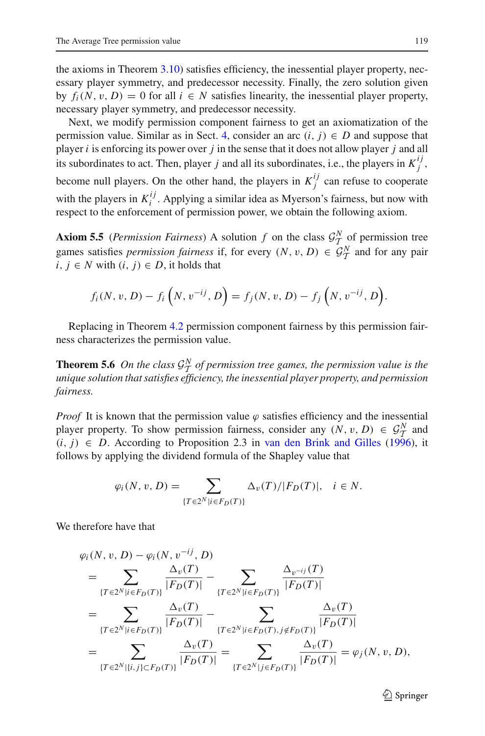the axioms in Theorem 3.10) satisfies efficiency, the inessential player property, necessary player symmetry, and predecessor necessity. Finally, the zero solution given by $f_i(N, v, D) = 0$ for all $i \in N$ satisfies linearity, the inessential player property, necessary player symmetry, and predecessor necessity.

Next, we modify permission component fairness to get an axiomatization of the permission value. Similar as in Sect. 4, consider an arc $(i, j) \in D$ and suppose that player $i$ is enforcing its power over $j$ in the sense that it does not allow player $j$ and all its subordinates to act. Then, player $j$ and all its subordinates, i.e., the players in $K_j^{ij}$, become null players. On the other hand, the players in $K_j^{ij}$ can refuse to cooperate with the players in $K_i^{ij}$. Applying a similar idea as Myerson's fairness, but now with respect to the enforcement of permission power, we obtain the following axiom.

**Axiom 5.5** (*Permission Fairness*) A solution $f$ on the class $\mathcal{G}_{\mathcal{T}}^N$ of permission tree games satisfies *permission fairness* if, for every $(N, v, D) \in \mathcal{G}_{\mathcal{T}}^N$ and for any pair $i, j \in N$ with $(i, j) \in D$, it holds that

$$f_i(N, v, D) - f_i\left(N, v^{-ij}, D\right) = f_j(N, v, D) - f_j\left(N, v^{-ij}, D\right).$$

Replacing in Theorem 4.2 permission component fairness by this permission fairness characterizes the permission value.

**Theorem 5.6** *On the class $\mathcal{G}_{\mathcal{T}}^N$ of permission tree games, the permission value is the unique solution that satisfies efficiency, the inessential player property, and permission fairness.*

*Proof* It is known that the permission value $\varphi$ satisfies efficiency and the inessential player property. To show permission fairness, consider any $(N, v, D) \in \mathcal{G}_{\mathcal{T}}^N$ and $(i, j) \in D$. According to Proposition 2.3 in van den Brink and Gilles (1996), it follows by applying the dividend formula of the Shapley value that

$$\varphi_i(N, v, D) = \sum_{\{T \in 2^N | i \in F_D(T)\}} \Delta_v(T)/|F_D(T)|, \quad i \in N.$$

We therefore have that

$$\begin{aligned}
&\varphi_i(N, v, D) - \varphi_i(N, v^{-ij}, D) \\
&= \sum_{\{T \in 2^N | i \in F_D(T)\}} \frac{\Delta_v(T)}{|F_D(T)|} - \sum_{\{T \in 2^N | i \in F_D(T)\}} \frac{\Delta_{v^{-ij}}(T)}{|F_D(T)|} \\
&= \sum_{\{T \in 2^N | i \in F_D(T)\}} \frac{\Delta_v(T)}{|F_D(T)|} - \sum_{\{T \in 2^N | i \in F_D(T), j \notin F_D(T)\}} \frac{\Delta_v(T)}{|F_D(T)|} \\
&= \sum_{\{T \in 2^N | \{i,j\} \subset F_D(T)\}} \frac{\Delta_v(T)}{|F_D(T)|} = \sum_{\{T \in 2^N | j \in F_D(T)\}} \frac{\Delta_v(T)}{|F_D(T)|} = \varphi_j(N, v, D),
\end{aligned}$$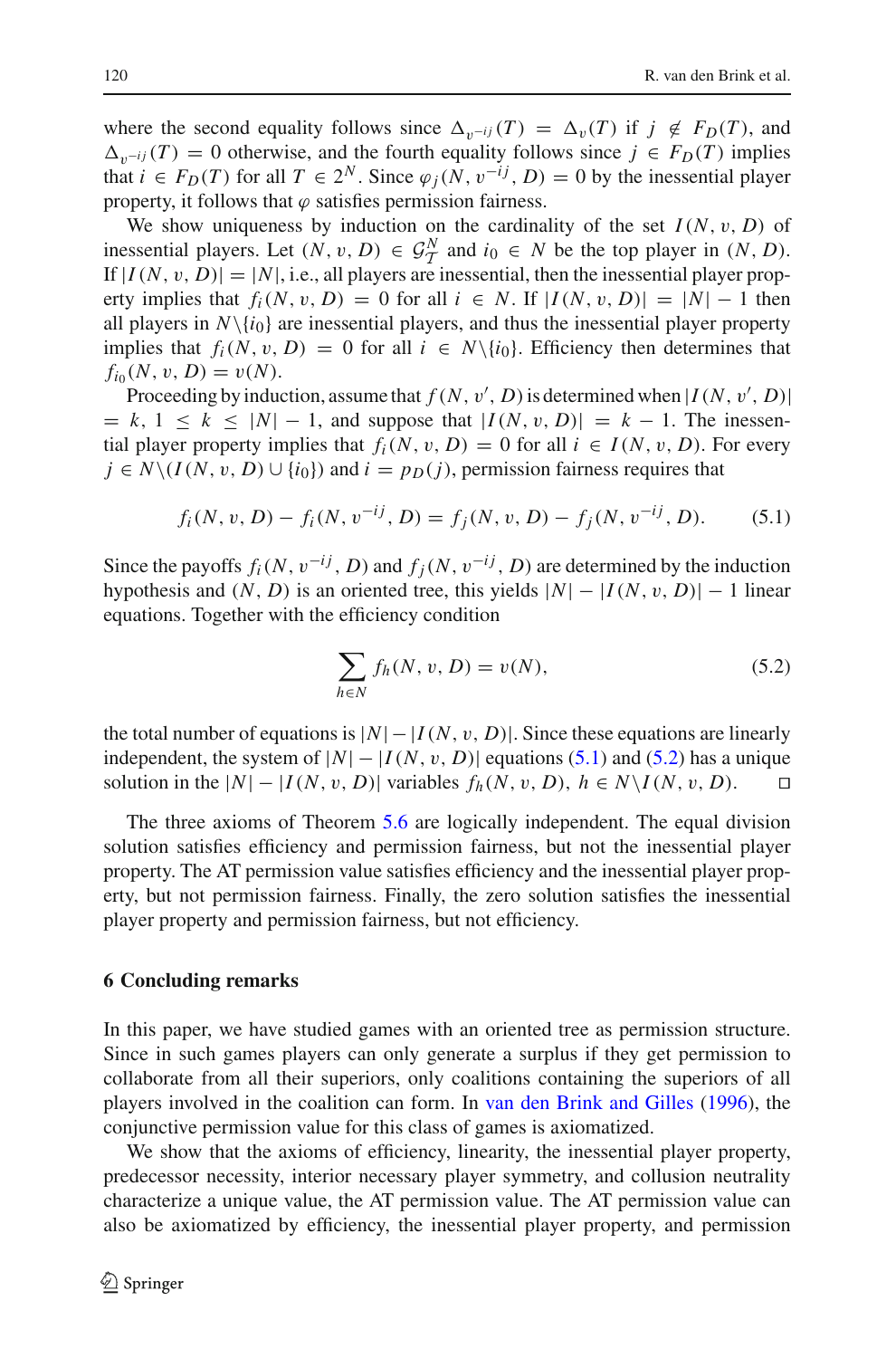where the second equality follows since $\Delta_{v^{-ij}}(T) = \Delta_v(T)$ if $j \notin F_D(T)$, and $\Delta_{v^{-ij}}(T) = 0$ otherwise, and the fourth equality follows since $j \in F_D(T)$ implies that $i \in F_D(T)$ for all $T \in 2^N$. Since $\varphi_j(N, v^{-ij}, D) = 0$ by the inessential player property, it follows that $\varphi$ satisfies permission fairness.

We show uniqueness by induction on the cardinality of the set $I(N, v, D)$ of inessential players. Let $(N, v, D) \in \mathcal{G}_T^N$ and $i_0 \in N$ be the top player in $(N, D)$. If $|I(N, v, D)| = |N|$, i.e., all players are inessential, then the inessential player property implies that $f_i(N, v, D) = 0$ for all $i \in N$. If $|I(N, v, D)| = |N| - 1$ then all players in $N \backslash \{i_0\}$ are inessential players, and thus the inessential player property implies that $f_i(N, v, D) = 0$ for all $i \in N \backslash \{i_0\}$. Efficiency then determines that $f_{i_0}(N, v, D) = v(N)$.

Proceeding by induction, assume that $f(N, v', D)$ is determined when $|I(N, v', D)| = k$, $1 \leq k \leq |N| - 1$, and suppose that $|I(N, v, D)| = k - 1$. The inessential player property implies that $f_i(N, v, D) = 0$ for all $i \in I(N, v, D)$. For every $j \in N \backslash (I(N, v, D) \cup \{i_0\})$ and $i = p_D(j)$, permission fairness requires that

$$f_i(N, v, D) - f_i(N, v^{-ij}, D) = f_j(N, v, D) - f_j(N, v^{-ij}, D). \tag{5.1}$$

Since the payoffs $f_i(N, v^{-ij}, D)$ and $f_j(N, v^{-ij}, D)$ are determined by the induction hypothesis and $(N, D)$ is an oriented tree, this yields $|N| - |I(N, v, D)| - 1$ linear equations. Together with the efficiency condition

$$\sum_{h \in N} f_h(N, v, D) = v(N), \tag{5.2}$$

the total number of equations is $|N| - |I(N, v, D)|$. Since these equations are linearly independent, the system of $|N| - |I(N, v, D)|$ equations (5.1) and (5.2) has a unique solution in the $|N| - |I(N, v, D)|$ variables $f_h(N, v, D)$, $h \in N \backslash I(N, v, D)$. □

The three axioms of Theorem 5.6 are logically independent. The equal division solution satisfies efficiency and permission fairness, but not the inessential player property. The AT permission value satisfies efficiency and the inessential player property, but not permission fairness. Finally, the zero solution satisfies the inessential player property and permission fairness, but not efficiency.

## 6 Concluding remarks

In this paper, we have studied games with an oriented tree as permission structure. Since in such games players can only generate a surplus if they get permission to collaborate from all their superiors, only coalitions containing the superiors of all players involved in the coalition can form. In van den Brink and Gilles (1996), the conjunctive permission value for this class of games is axiomatized.

We show that the axioms of efficiency, linearity, the inessential player property, predecessor necessity, interior necessary player symmetry, and collusion neutrality characterize a unique value, the AT permission value. The AT permission value can also be axiomatized by efficiency, the inessential player property, and permission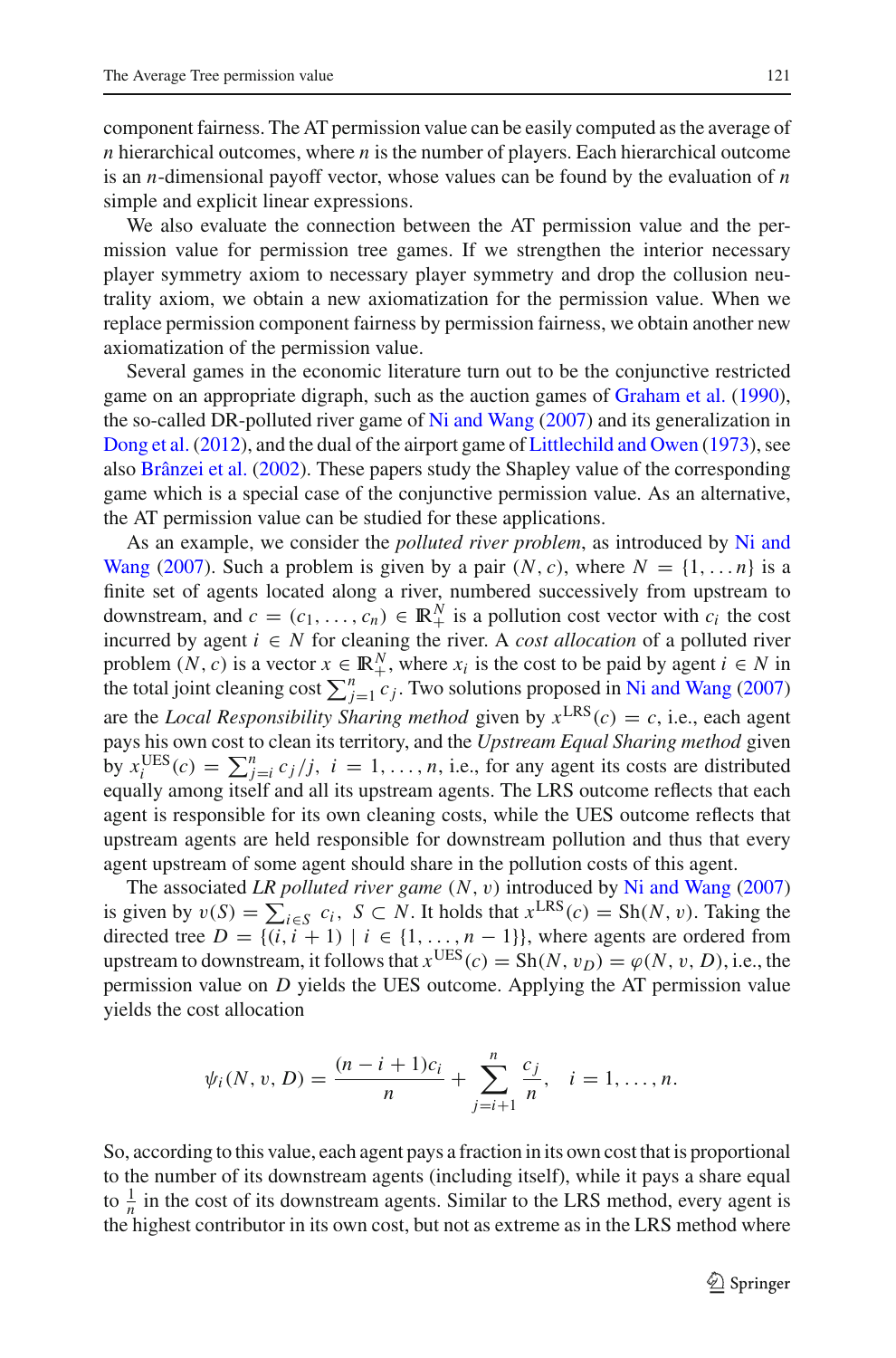component fairness. The AT permission value can be easily computed as the average of $n$ hierarchical outcomes, where $n$ is the number of players. Each hierarchical outcome is an $n$-dimensional payoff vector, whose values can be found by the evaluation of $n$ simple and explicit linear expressions.

We also evaluate the connection between the AT permission value and the permission value for permission tree games. If we strengthen the interior necessary player symmetry axiom to necessary player symmetry and drop the collusion neutrality axiom, we obtain a new axiomatization for the permission value. When we replace permission component fairness by permission fairness, we obtain another new axiomatization of the permission value.

Several games in the economic literature turn out to be the conjunctive restricted game on an appropriate digraph, such as the auction games of Graham et al. (1990), the so-called DR-polluted river game of Ni and Wang (2007) and its generalization in Dong et al. (2012), and the dual of the airport game of Littlechild and Owen (1973), see also Brânzei et al. (2002). These papers study the Shapley value of the corresponding game which is a special case of the conjunctive permission value. As an alternative, the AT permission value can be studied for these applications.

As an example, we consider the *polluted river problem*, as introduced by Ni and Wang (2007). Such a problem is given by a pair $(N, c)$, where $N = \{1, \ldots n\}$ is a finite set of agents located along a river, numbered successively from upstream to downstream, and $c = (c_1, \ldots, c_n) \in \mathbb{R}_+^N$ is a pollution cost vector with $c_i$ the cost incurred by agent $i \in N$ for cleaning the river. A *cost allocation* of a polluted river problem $(N, c)$ is a vector $x \in \mathbb{R}_+^N$, where $x_i$ is the cost to be paid by agent $i \in N$ in the total joint cleaning cost $\sum_{j=1}^{n} c_j$. Two solutions proposed in Ni and Wang (2007) are the *Local Responsibility Sharing method* given by $x^{\mathrm{LRS}}(c) = c$, i.e., each agent pays his own cost to clean its territory, and the *Upstream Equal Sharing method* given by $x_i^{\mathrm{UES}}(c) = \sum_{j=i}^{n} c_j/j,\ i = 1, \ldots, n$, i.e., for any agent its costs are distributed equally among itself and all its upstream agents. The LRS outcome reflects that each agent is responsible for its own cleaning costs, while the UES outcome reflects that upstream agents are held responsible for downstream pollution and thus that every agent upstream of some agent should share in the pollution costs of this agent.

The associated *LR polluted river game* $(N, v)$ introduced by Ni and Wang (2007) is given by $v(S) = \sum_{i \in S} c_i,\ S \subset N$. It holds that $x^{\mathrm{LRS}}(c) = \mathrm{Sh}(N, v)$. Taking the directed tree $D = \{(i, i+1) \mid i \in \{1, \ldots, n-1\}\}$, where agents are ordered from upstream to downstream, it follows that $x^{\mathrm{UES}}(c) = \mathrm{Sh}(N, v_D) = \varphi(N, v, D)$, i.e., the permission value on $D$ yields the UES outcome. Applying the AT permission value yields the cost allocation

$$\psi_i(N, v, D) = \frac{(n-i+1)c_i}{n} + \sum_{j=i+1}^{n} \frac{c_j}{n}, \quad i = 1, \ldots, n.$$

So, according to this value, each agent pays a fraction in its own cost that is proportional to the number of its downstream agents (including itself), while it pays a share equal to $\frac{1}{n}$ in the cost of its downstream agents. Similar to the LRS method, every agent is the highest contributor in its own cost, but not as extreme as in the LRS method where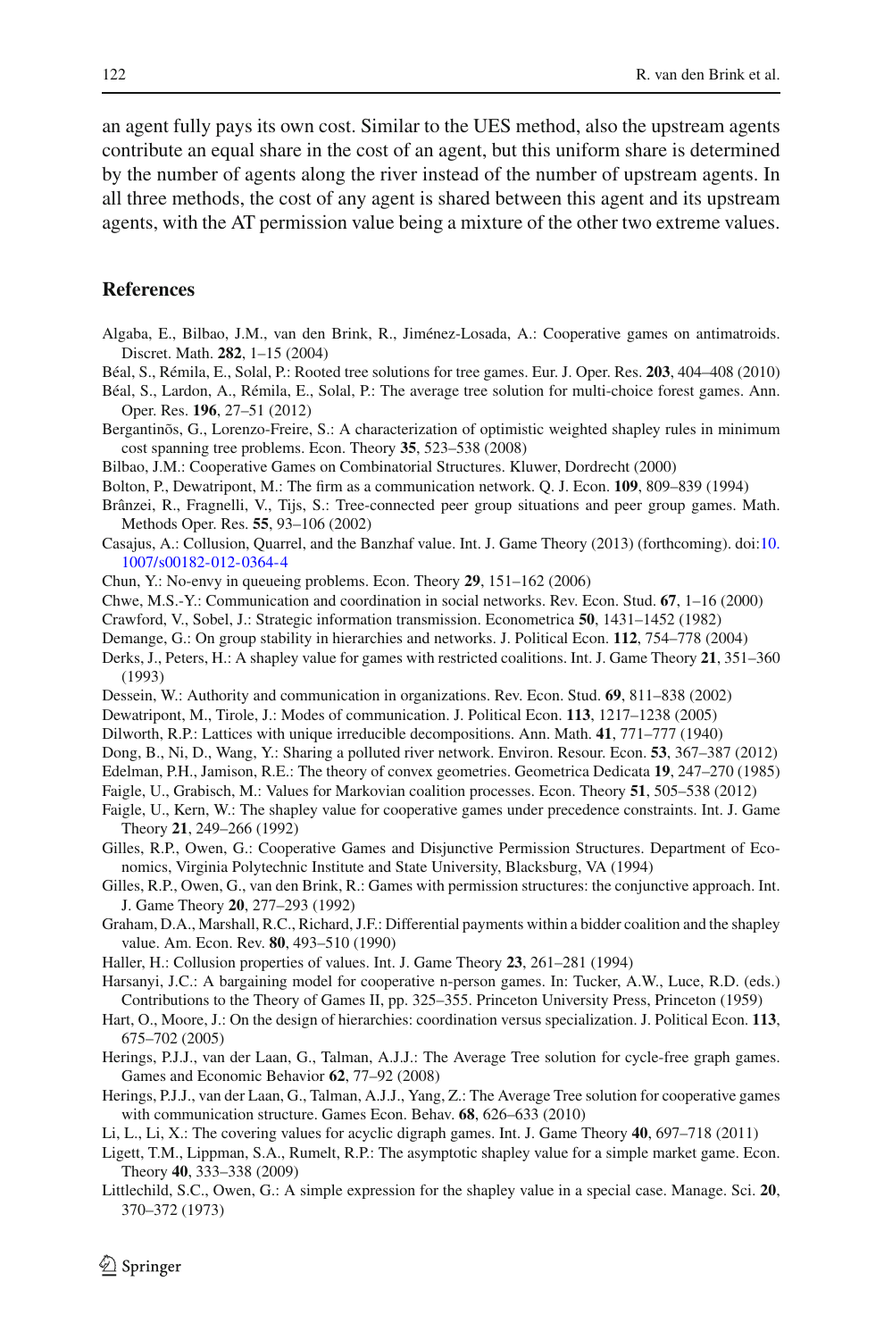an agent fully pays its own cost. Similar to the UES method, also the upstream agents contribute an equal share in the cost of an agent, but this uniform share is determined by the number of agents along the river instead of the number of upstream agents. In all three methods, the cost of any agent is shared between this agent and its upstream agents, with the AT permission value being a mixture of the other two extreme values.

## References

Algaba, E., Bilbao, J.M., van den Brink, R., Jiménez-Losada, A.: Cooperative games on antimatroids. Discret. Math. **282**, 1–15 (2004)

Béal, S., Rémila, E., Solal, P.: Rooted tree solutions for tree games. Eur. J. Oper. Res. **203**, 404–408 (2010)

Béal, S., Lardon, A., Rémila, E., Solal, P.: The average tree solution for multi-choice forest games. Ann. Oper. Res. **196**, 27–51 (2012)

Bergantiños, G., Lorenzo-Freire, S.: A characterization of optimistic weighted shapley rules in minimum cost spanning tree problems. Econ. Theory **35**, 523–538 (2008)

Bilbao, J.M.: Cooperative Games on Combinatorial Structures. Kluwer, Dordrecht (2000)

Bolton, P., Dewatripont, M.: The firm as a communication network. Q. J. Econ. **109**, 809–839 (1994)

Brânzei, R., Fragnelli, V., Tijs, S.: Tree-connected peer group situations and peer group games. Math. Methods Oper. Res. **55**, 93–106 (2002)

Casajus, A.: Collusion, Quarrel, and the Banzhaf value. Int. J. Game Theory (2013) (forthcoming). doi:10.1007/s00182-012-0364-4

Chun, Y.: No-envy in queueing problems. Econ. Theory **29**, 151–162 (2006)

Chwe, M.S.-Y.: Communication and coordination in social networks. Rev. Econ. Stud. **67**, 1–16 (2000)

Crawford, V., Sobel, J.: Strategic information transmission. Econometrica **50**, 1431–1452 (1982)

Demange, G.: On group stability in hierarchies and networks. J. Political Econ. **112**, 754–778 (2004)

Derks, J., Peters, H.: A shapley value for games with restricted coalitions. Int. J. Game Theory **21**, 351–360 (1993)

Dessein, W.: Authority and communication in organizations. Rev. Econ. Stud. **69**, 811–838 (2002)

Dewatripont, M., Tirole, J.: Modes of communication. J. Political Econ. **113**, 1217–1238 (2005)

Dilworth, R.P.: Lattices with unique irreducible decompositions. Ann. Math. **41**, 771–777 (1940)

Dong, B., Ni, D., Wang, Y.: Sharing a polluted river network. Environ. Resour. Econ. **53**, 367–387 (2012)

Edelman, P.H., Jamison, R.E.: The theory of convex geometries. Geometrica Dedicata **19**, 247–270 (1985)

Faigle, U., Grabisch, M.: Values for Markovian coalition processes. Econ. Theory **51**, 505–538 (2012)

Faigle, U., Kern, W.: The shapley value for cooperative games under precedence constraints. Int. J. Game Theory **21**, 249–266 (1992)

Gilles, R.P., Owen, G.: Cooperative Games and Disjunctive Permission Structures. Department of Economics, Virginia Polytechnic Institute and State University, Blacksburg, VA (1994)

Gilles, R.P., Owen, G., van den Brink, R.: Games with permission structures: the conjunctive approach. Int. J. Game Theory **20**, 277–293 (1992)

Graham, D.A., Marshall, R.C., Richard, J.F.: Differential payments within a bidder coalition and the shapley value. Am. Econ. Rev. **80**, 493–510 (1990)

Haller, H.: Collusion properties of values. Int. J. Game Theory **23**, 261–281 (1994)

Harsanyi, J.C.: A bargaining model for cooperative n-person games. In: Tucker, A.W., Luce, R.D. (eds.) Contributions to the Theory of Games II, pp. 325–355. Princeton University Press, Princeton (1959)

Hart, O., Moore, J.: On the design of hierarchies: coordination versus specialization. J. Political Econ. **113**, 675–702 (2005)

Herings, P.J.J., van der Laan, G., Talman, A.J.J.: The Average Tree solution for cycle-free graph games. Games and Economic Behavior **62**, 77–92 (2008)

Herings, P.J.J., van der Laan, G., Talman, A.J.J., Yang, Z.: The Average Tree solution for cooperative games with communication structure. Games Econ. Behav. **68**, 626–633 (2010)

Li, L., Li, X.: The covering values for acyclic digraph games. Int. J. Game Theory **40**, 697–718 (2011)

Ligett, T.M., Lippman, S.A., Rumelt, R.P.: The asymptotic shapley value for a simple market game. Econ. Theory **40**, 333–338 (2009)

Littlechild, S.C., Owen, G.: A simple expression for the shapley value in a special case. Manage. Sci. **20**, 370–372 (1973)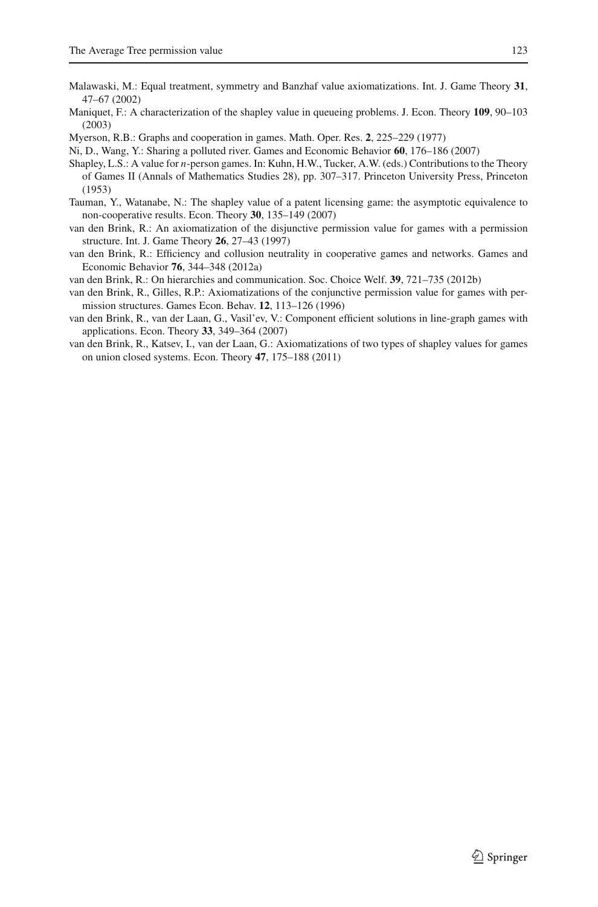Malawaski, M.: Equal treatment, symmetry and Banzhaf value axiomatizations. Int. J. Game Theory **31**, 47–67 (2002)

Maniquet, F.: A characterization of the shapley value in queueing problems. J. Econ. Theory **109**, 90–103 (2003)

Myerson, R.B.: Graphs and cooperation in games. Math. Oper. Res. **2**, 225–229 (1977)

Ni, D., Wang, Y.: Sharing a polluted river. Games and Economic Behavior **60**, 176–186 (2007)

Shapley, L.S.: A value for *n*-person games. In: Kuhn, H.W., Tucker, A.W. (eds.) Contributions to the Theory of Games II (Annals of Mathematics Studies 28), pp. 307–317. Princeton University Press, Princeton (1953)

Tauman, Y., Watanabe, N.: The shapley value of a patent licensing game: the asymptotic equivalence to non-cooperative results. Econ. Theory **30**, 135–149 (2007)

van den Brink, R.: An axiomatization of the disjunctive permission value for games with a permission structure. Int. J. Game Theory **26**, 27–43 (1997)

van den Brink, R.: Efficiency and collusion neutrality in cooperative games and networks. Games and Economic Behavior **76**, 344–348 (2012a)

van den Brink, R.: On hierarchies and communication. Soc. Choice Welf. **39**, 721–735 (2012b)

van den Brink, R., Gilles, R.P.: Axiomatizations of the conjunctive permission value for games with permission structures. Games Econ. Behav. **12**, 113–126 (1996)

van den Brink, R., van der Laan, G., Vasil'ev, V.: Component efficient solutions in line-graph games with applications. Econ. Theory **33**, 349–364 (2007)

van den Brink, R., Katsev, I., van der Laan, G.: Axiomatizations of two types of shapley values for games on union closed systems. Econ. Theory **47**, 175–188 (2011)